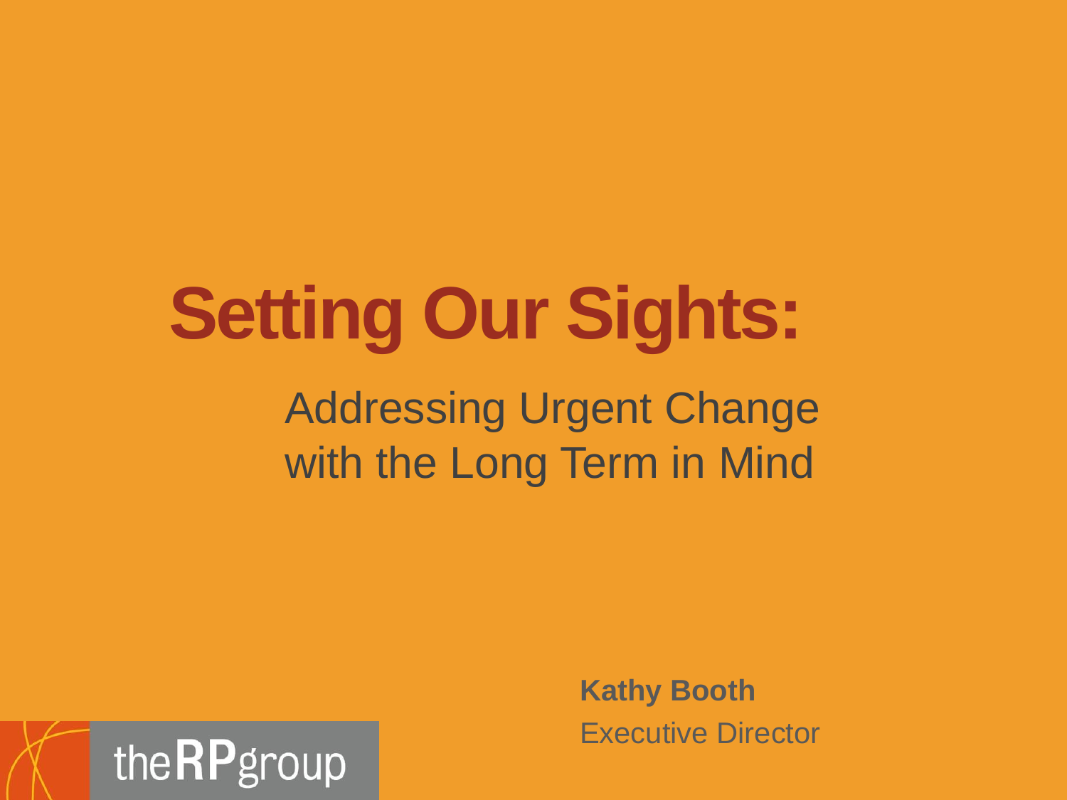# Setting Our Sights:

## Addressing Urgent Change with the Long Term in Mind

**Kathy Booth**
Executive Director

theRPgroup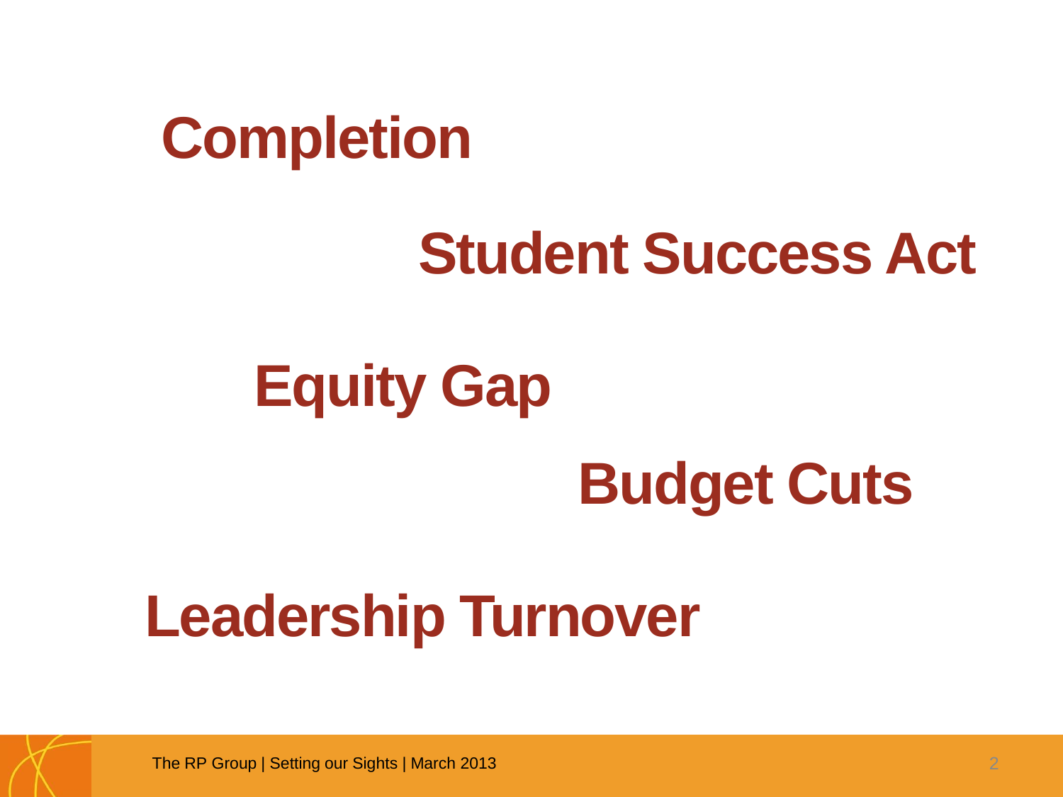**Completion**

**Student Success Act**

**Equity Gap**

**Budget Cuts**

**Leadership Turnover**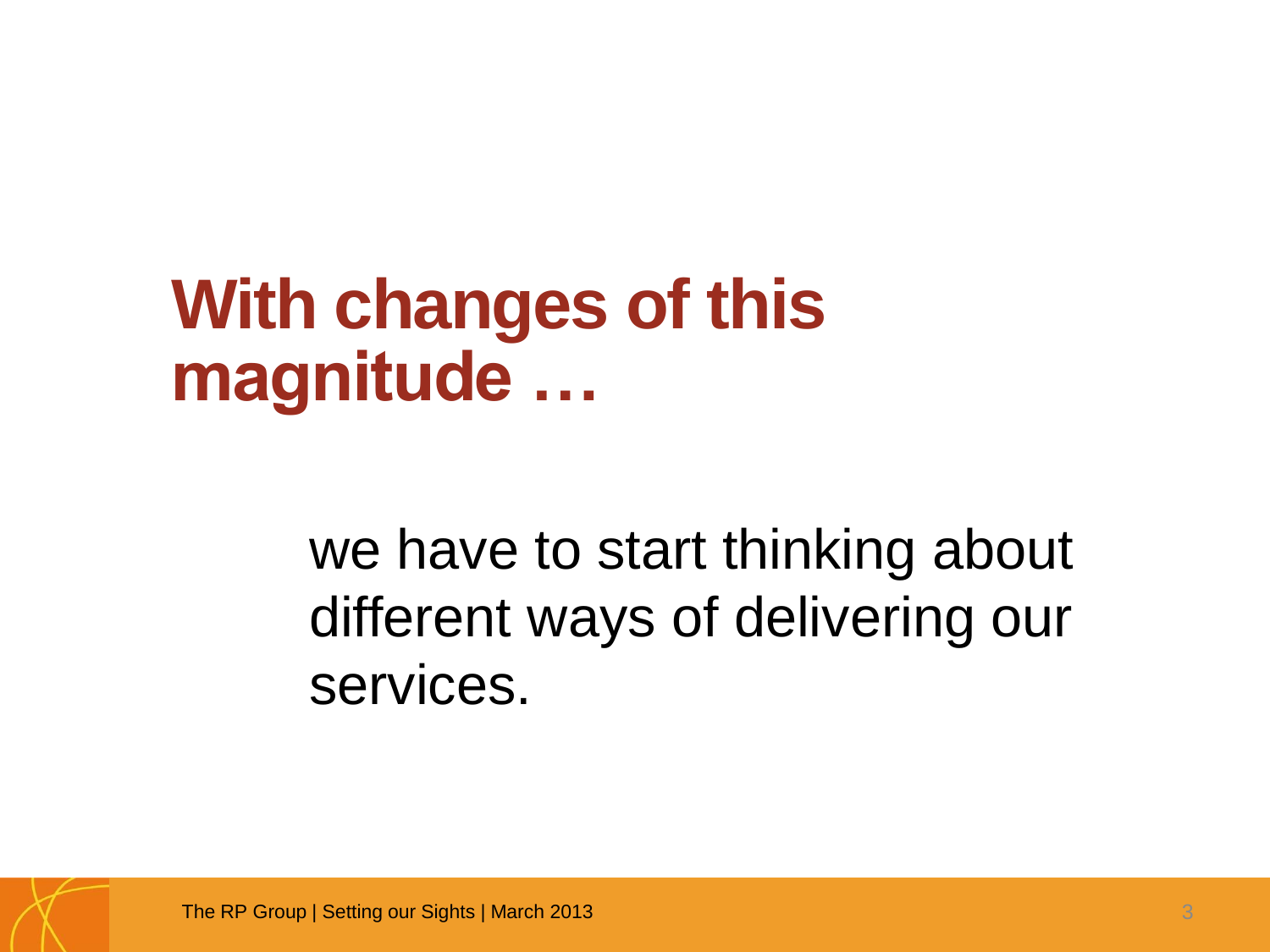# With changes of this magnitude …

we have to start thinking about different ways of delivering our services.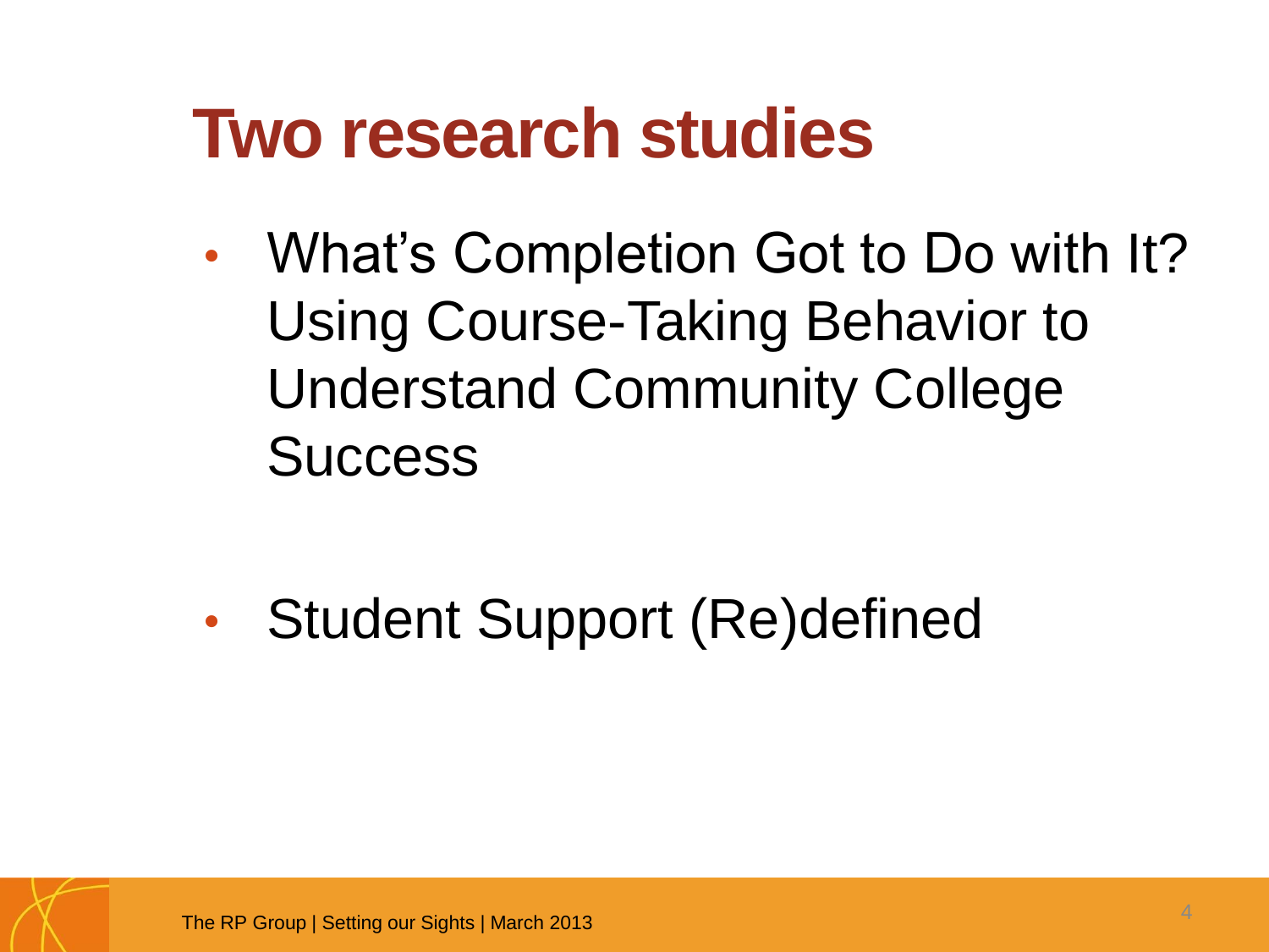# Two research studies

- What's Completion Got to Do with It? Using Course-Taking Behavior to Understand Community College Success

- Student Support (Re)defined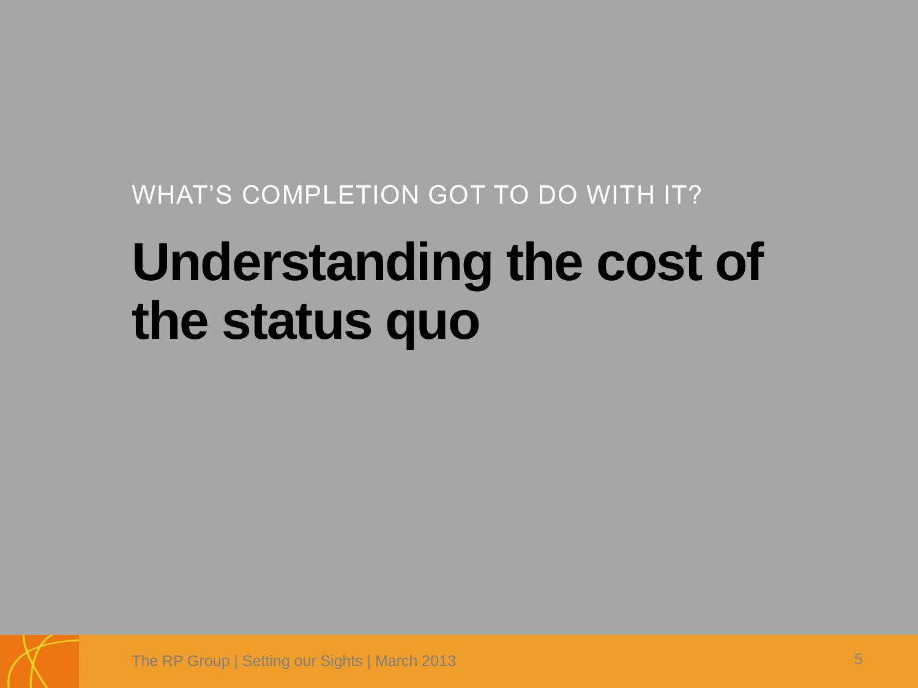WHAT’S COMPLETION GOT TO DO WITH IT?

# Understanding the cost of the status quo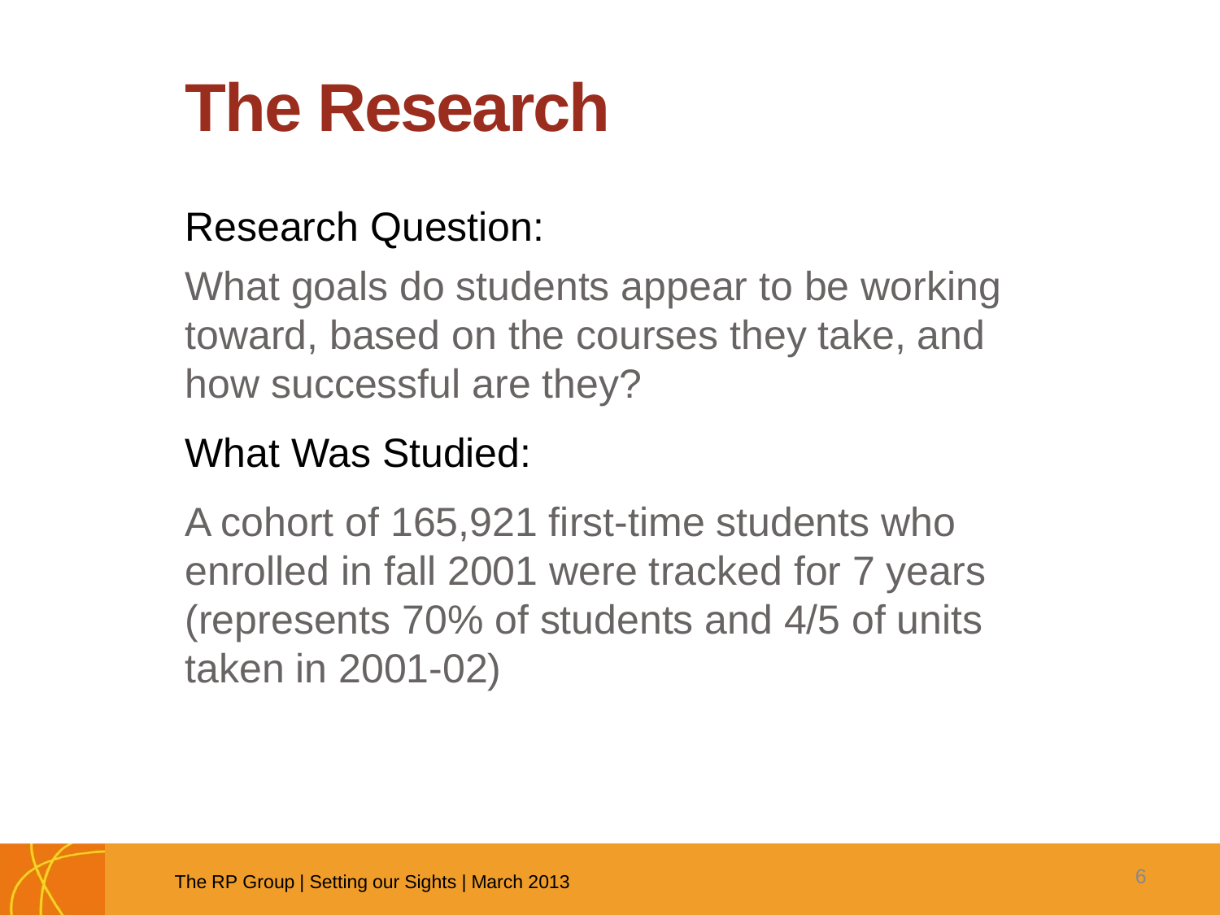# The Research

Research Question:

What goals do students appear to be working toward, based on the courses they take, and how successful are they?

What Was Studied:

A cohort of 165,921 first-time students who enrolled in fall 2001 were tracked for 7 years (represents 70% of students and 4/5 of units taken in 2001-02)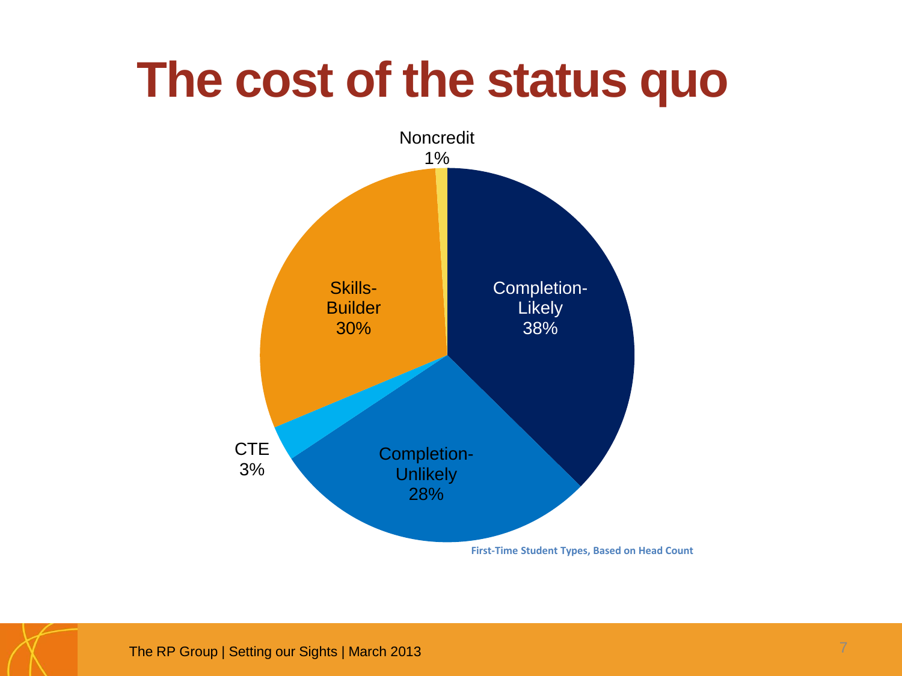# The cost of the status quo

| Student Type | Percentage |
| --- | --- |
| Completion-Likely | 38% |
| Completion-Unlikely | 28% |
| CTE | 3% |
| Skills-Builder | 30% |
| Noncredit | 1% |

**First-Time Student Types, Based on Head Count**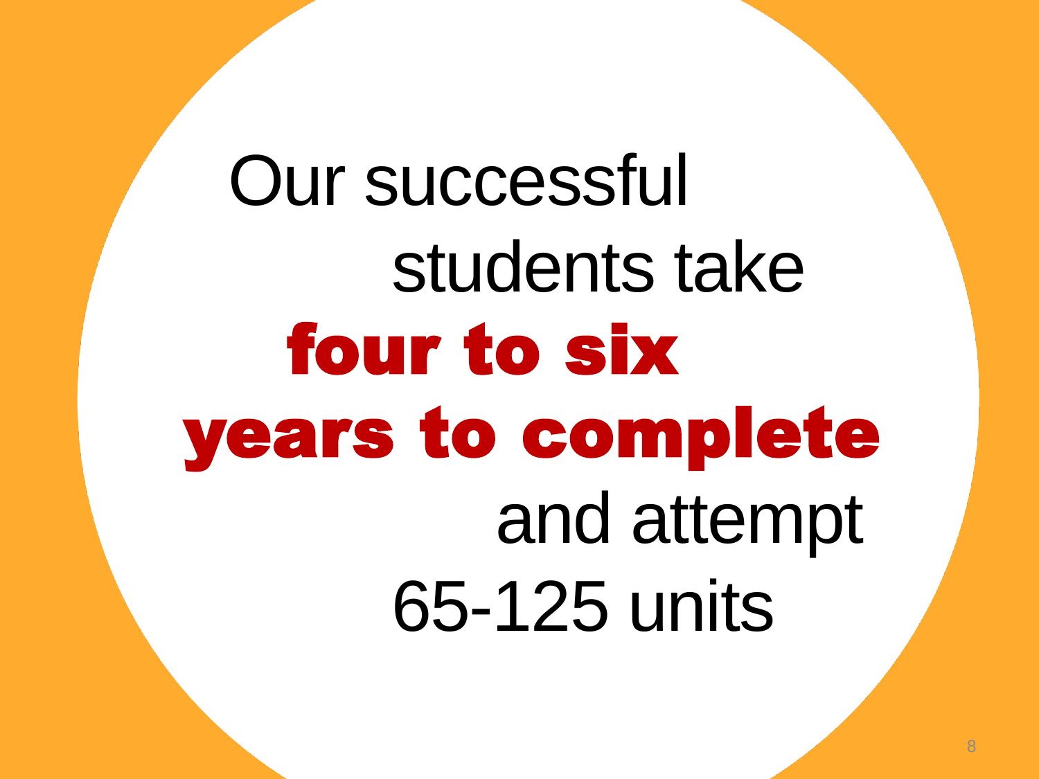Our successful students take **four to six years to complete** and attempt 65-125 units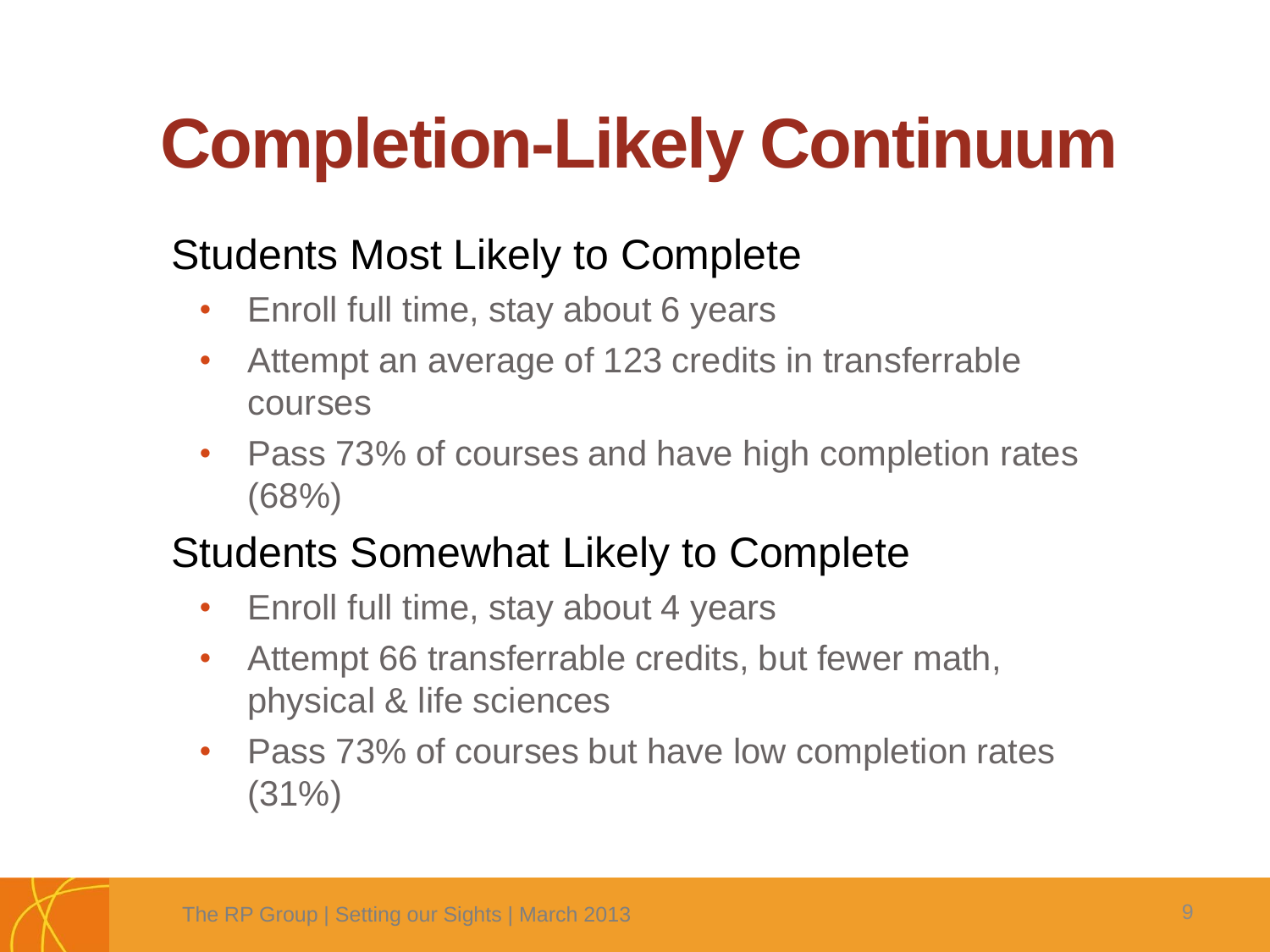# Completion-Likely Continuum

## Students Most Likely to Complete

- Enroll full time, stay about 6 years
- Attempt an average of 123 credits in transferrable courses
- Pass 73% of courses and have high completion rates (68%)

## Students Somewhat Likely to Complete

- Enroll full time, stay about 4 years
- Attempt 66 transferrable credits, but fewer math, physical & life sciences
- Pass 73% of courses but have low completion rates (31%)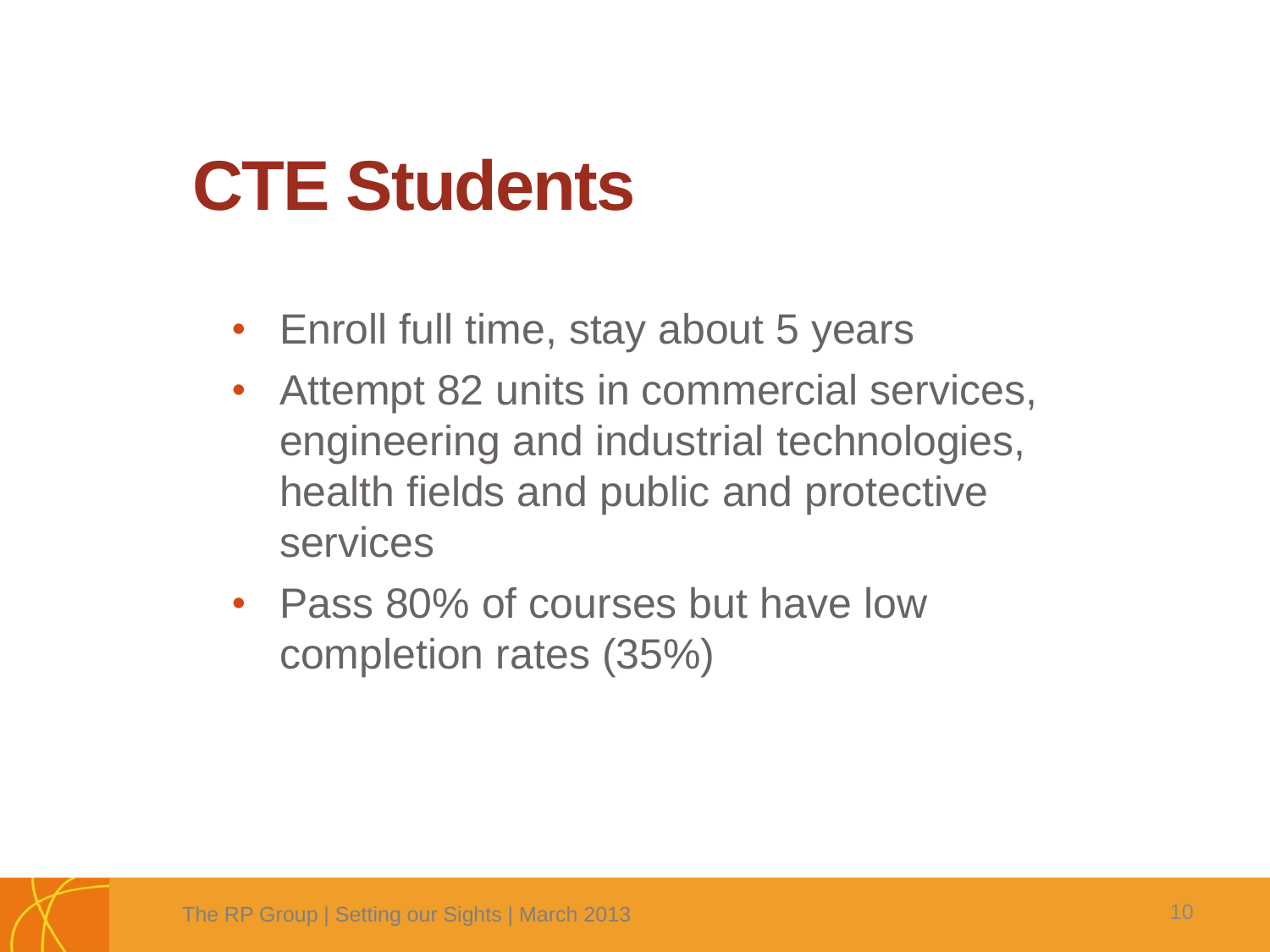# CTE Students

- Enroll full time, stay about 5 years
- Attempt 82 units in commercial services, engineering and industrial technologies, health fields and public and protective services
- Pass 80% of courses but have low completion rates (35%)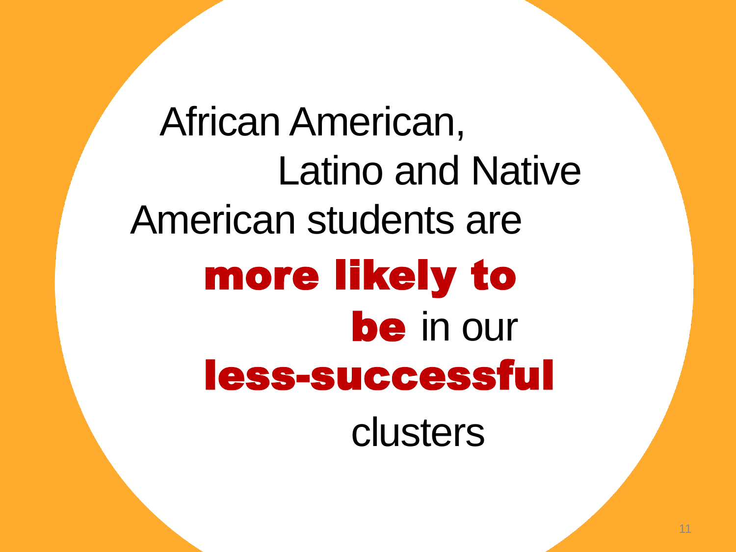African American, Latino and Native American students are **more likely to be** in our **less-successful** clusters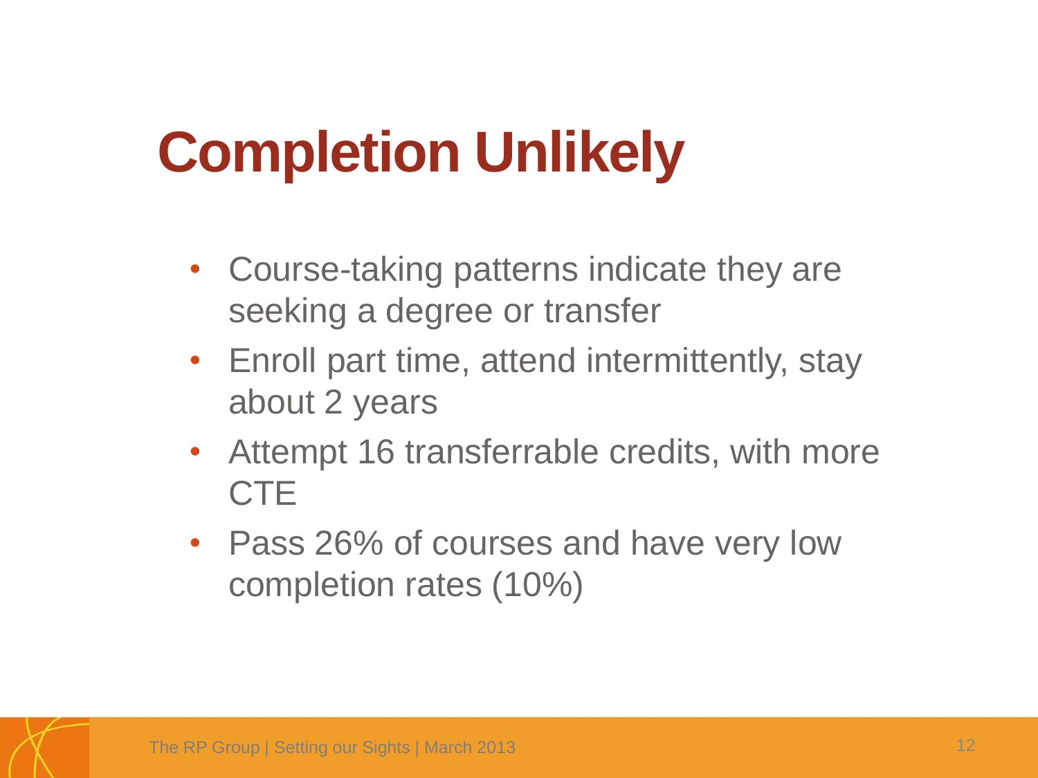# Completion Unlikely

- Course-taking patterns indicate they are seeking a degree or transfer
- Enroll part time, attend intermittently, stay about 2 years
- Attempt 16 transferrable credits, with more CTE
- Pass 26% of courses and have very low completion rates (10%)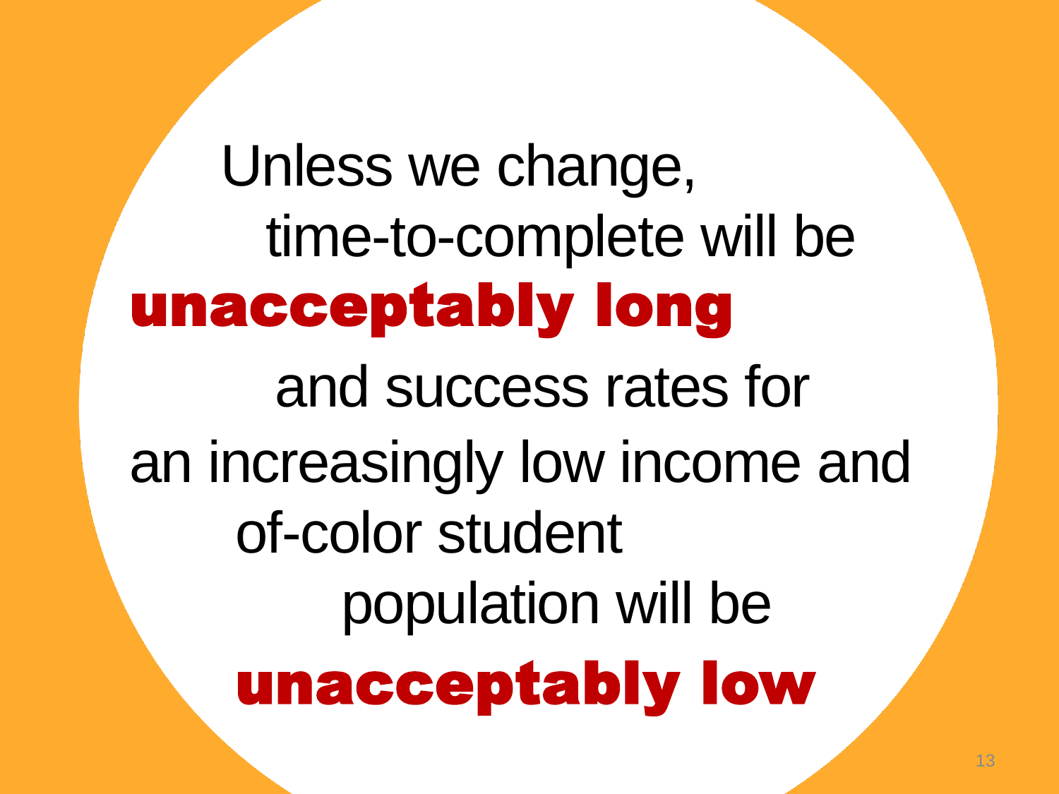Unless we change,
time-to-complete will be
**unacceptably long**
and success rates for
an increasingly low income and
of-color student
population will be
**unacceptably low**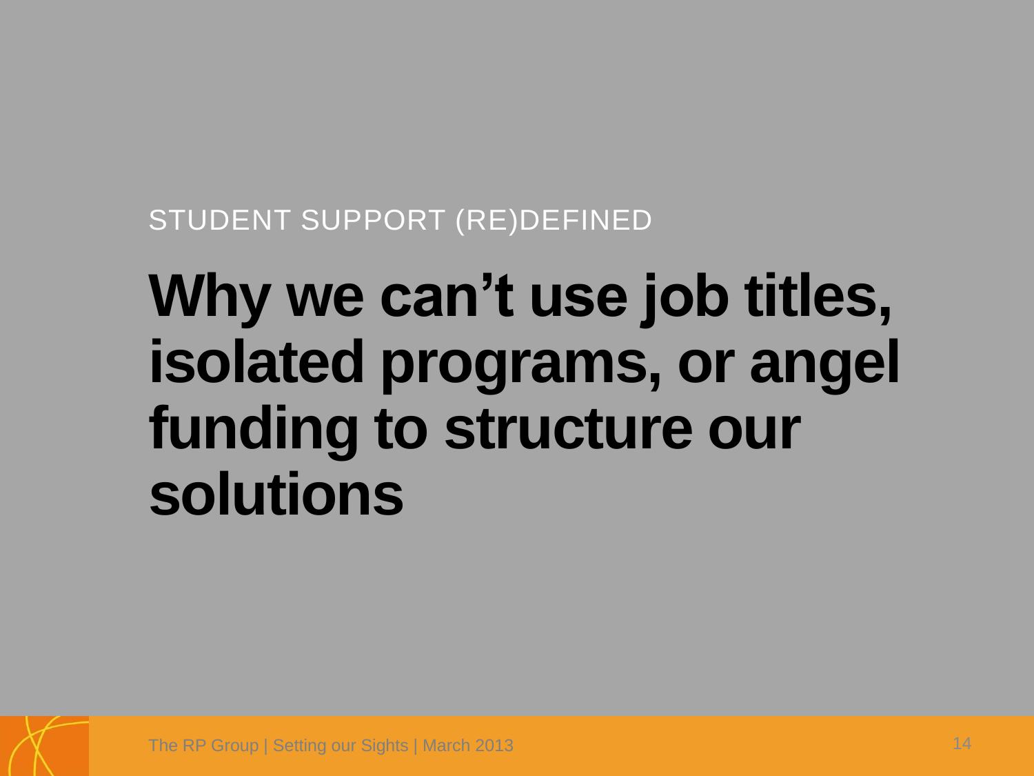STUDENT SUPPORT (RE)DEFINED

# Why we can’t use job titles, isolated programs, or angel funding to structure our solutions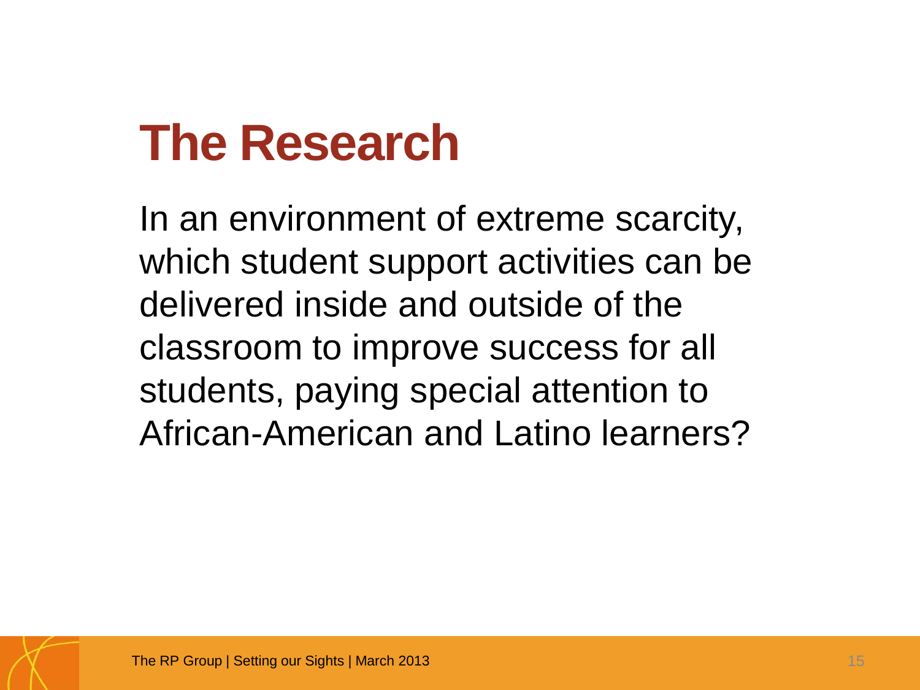# The Research

In an environment of extreme scarcity, which student support activities can be delivered inside and outside of the classroom to improve success for all students, paying special attention to African-American and Latino learners?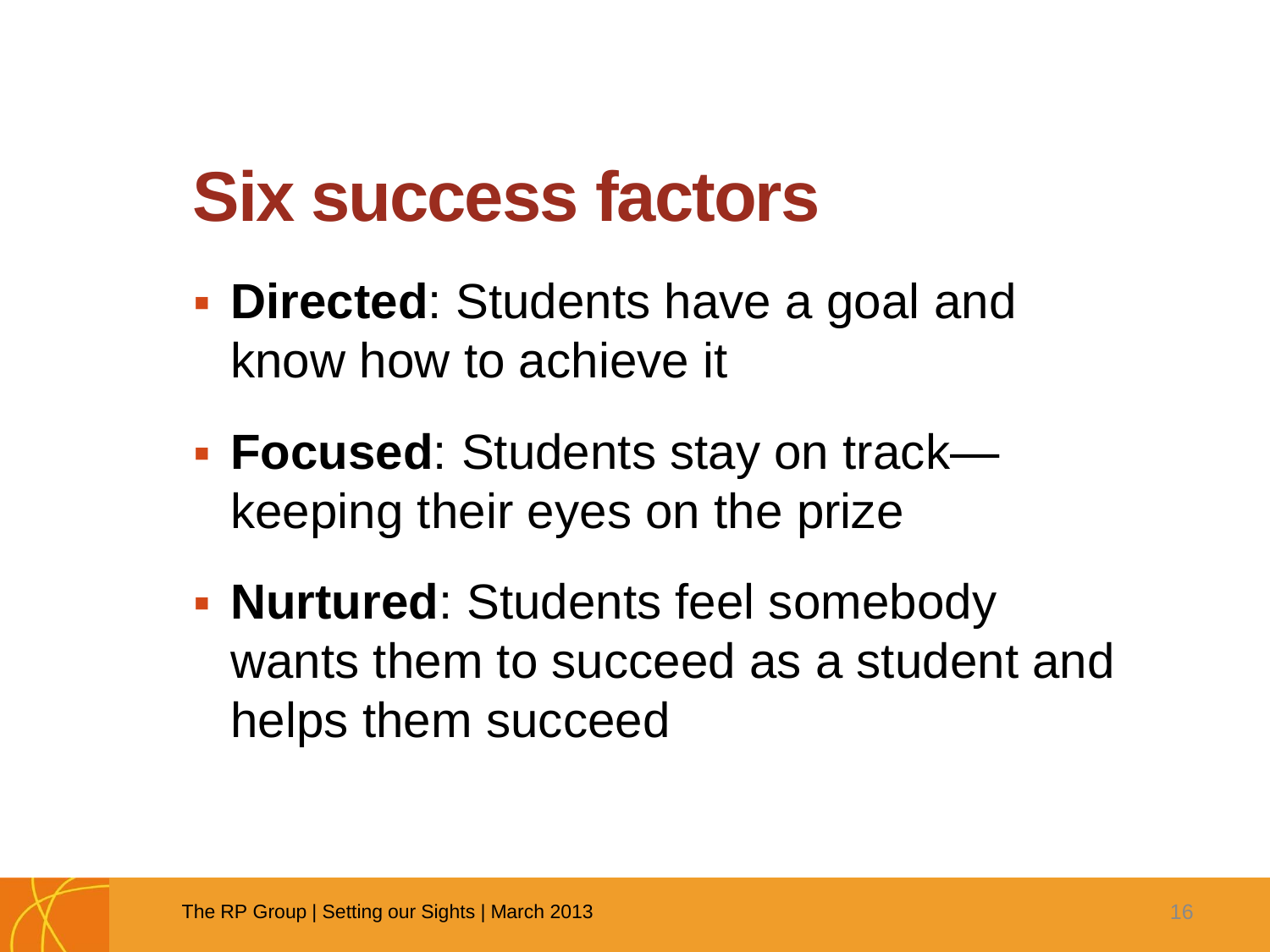# Six success factors

- **Directed**: Students have a goal and know how to achieve it
- **Focused**: Students stay on track—keeping their eyes on the prize
- **Nurtured**: Students feel somebody wants them to succeed as a student and helps them succeed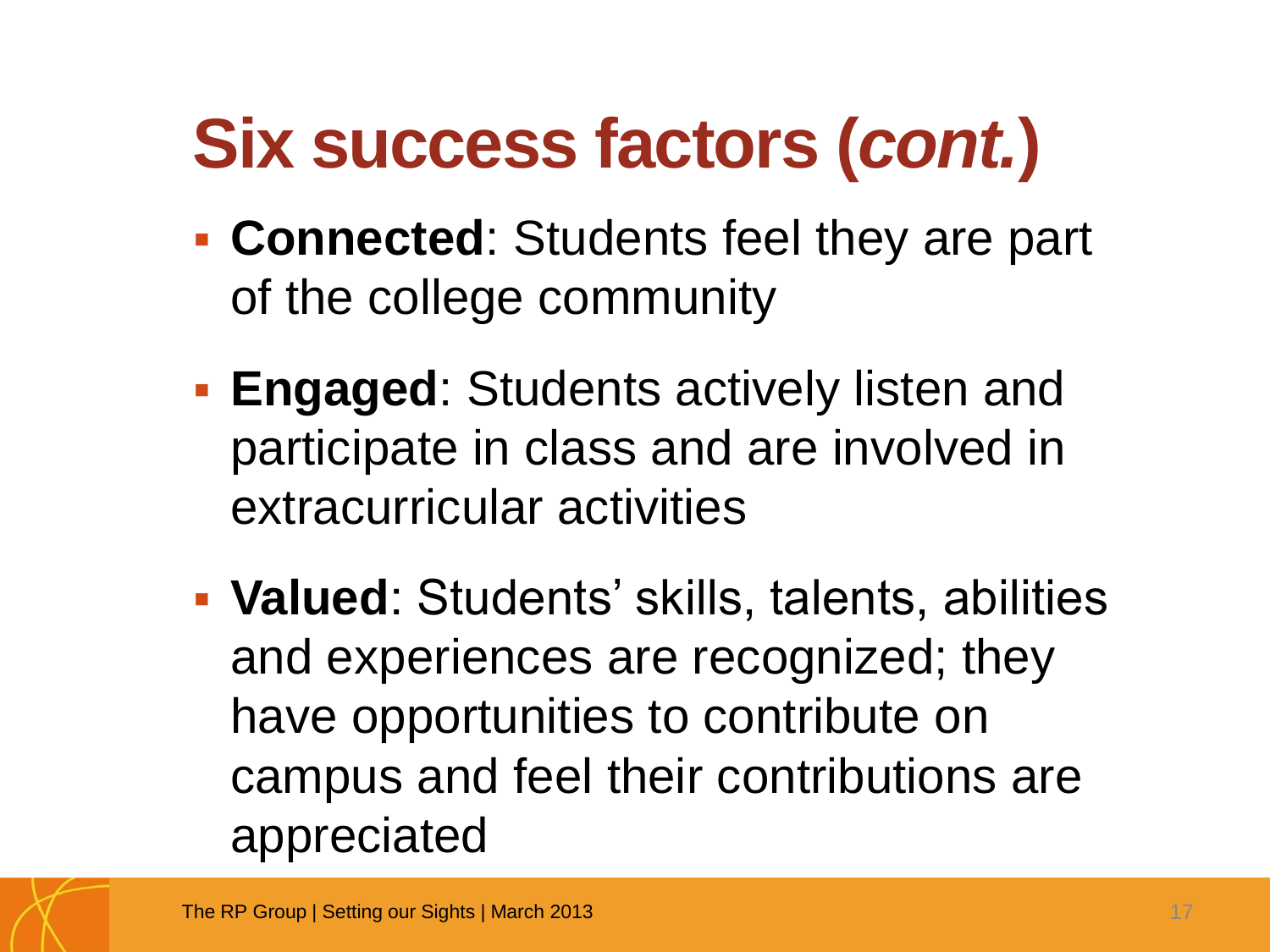# Six success factors (*cont.*)

- **Connected**: Students feel they are part of the college community
- **Engaged**: Students actively listen and participate in class and are involved in extracurricular activities
- **Valued**: Students' skills, talents, abilities and experiences are recognized; they have opportunities to contribute on campus and feel their contributions are appreciated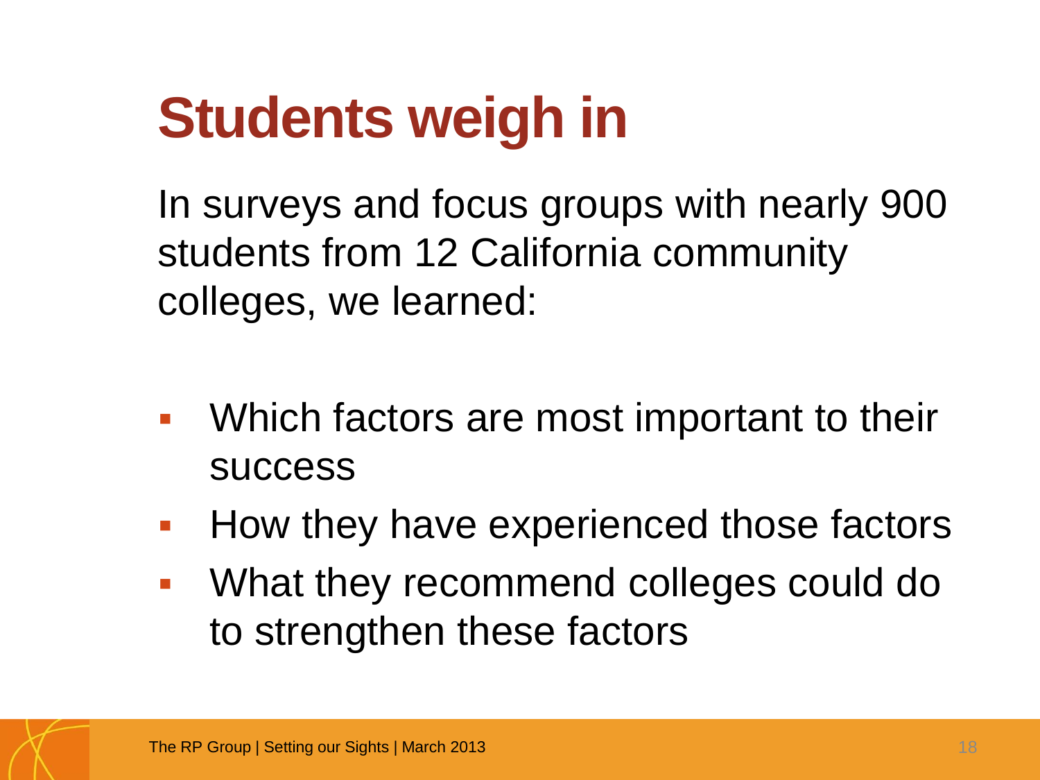# Students weigh in

In surveys and focus groups with nearly 900 students from 12 California community colleges, we learned:

- Which factors are most important to their success
- How they have experienced those factors
- What they recommend colleges could do to strengthen these factors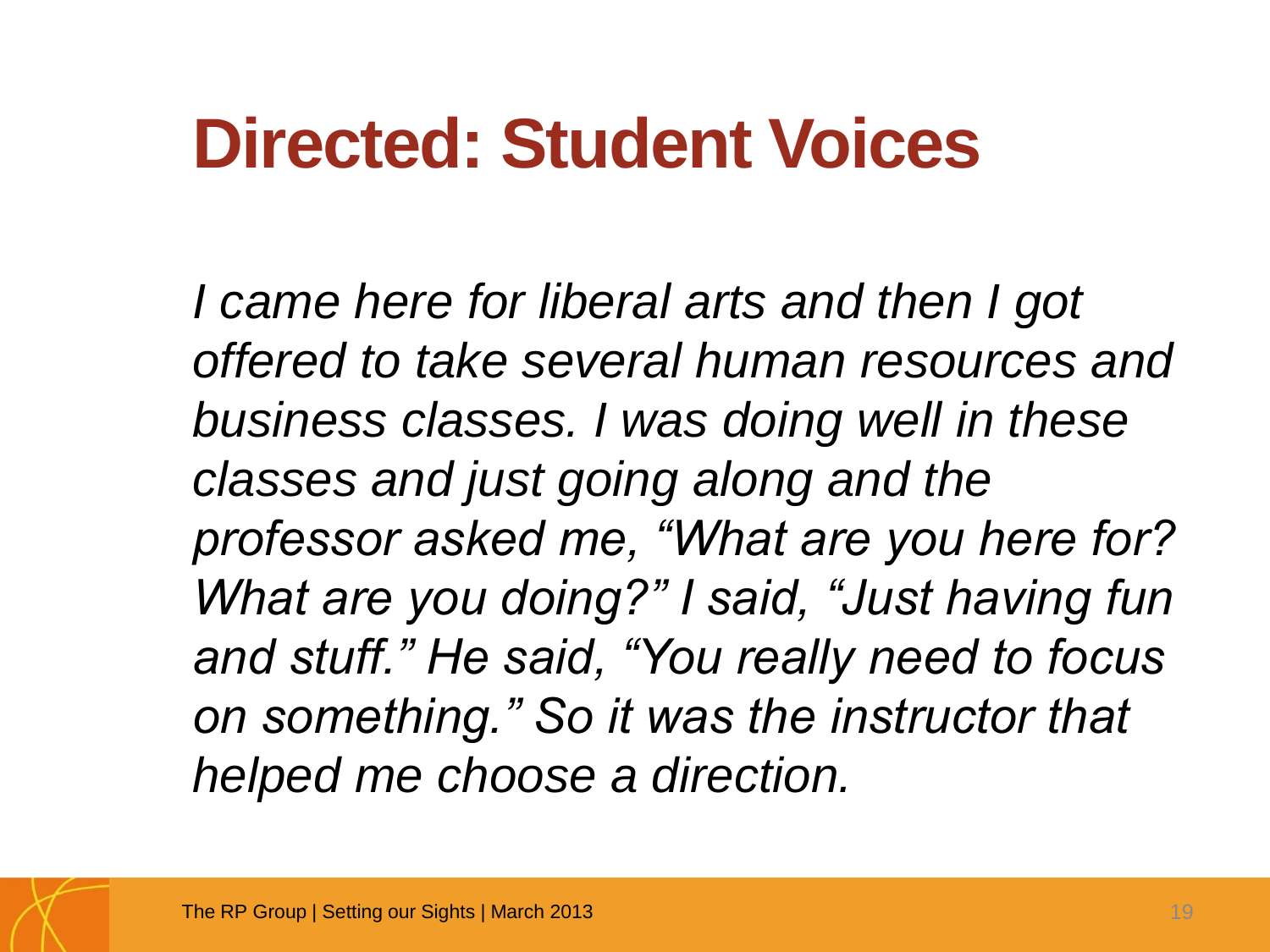# Directed: Student Voices

*I came here for liberal arts and then I got offered to take several human resources and business classes. I was doing well in these classes and just going along and the professor asked me, "What are you here for? What are you doing?" I said, "Just having fun and stuff." He said, "You really need to focus on something." So it was the instructor that helped me choose a direction.*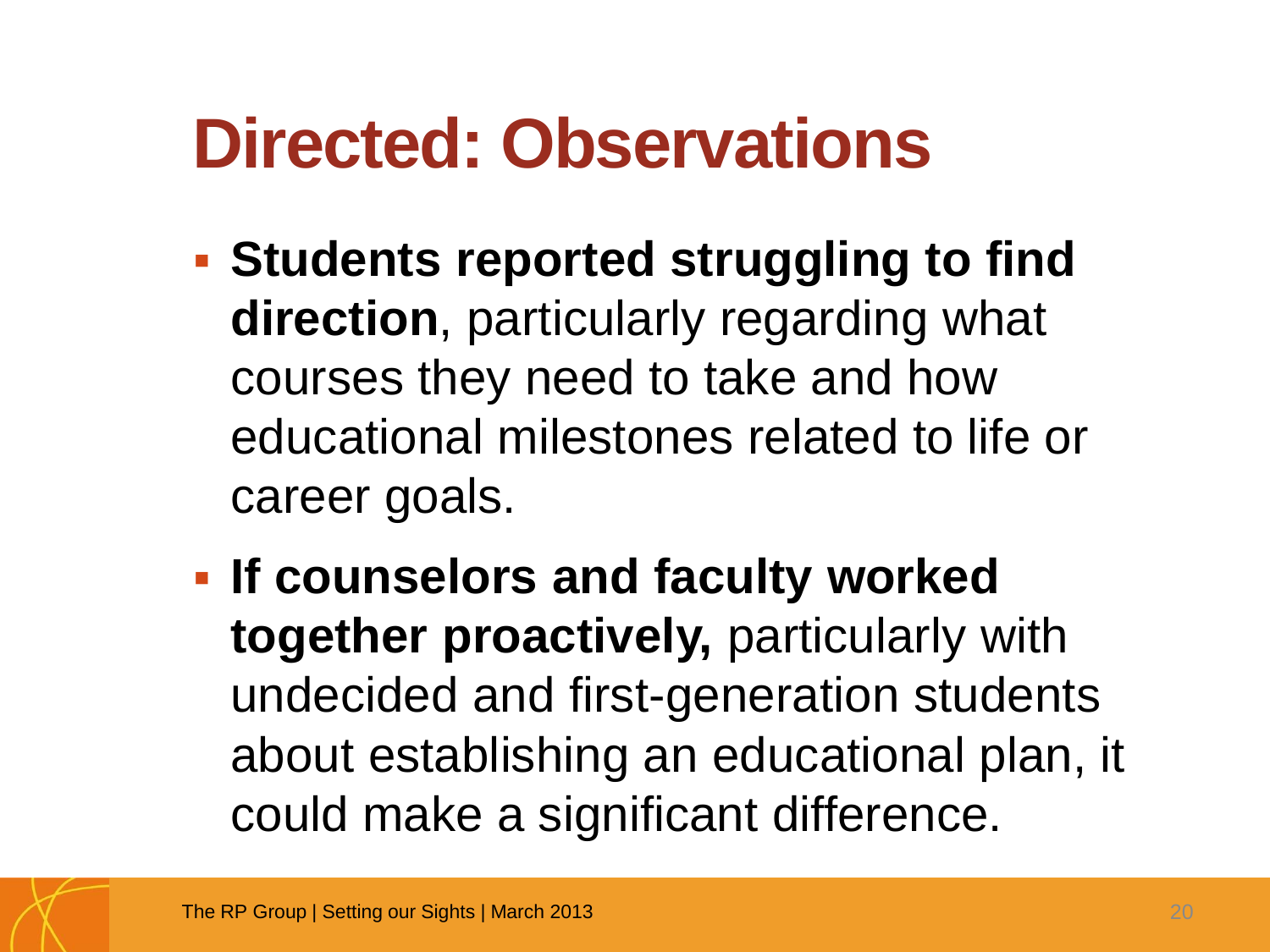# Directed: Observations

- **Students reported struggling to find direction**, particularly regarding what courses they need to take and how educational milestones related to life or career goals.
- **If counselors and faculty worked together proactively,** particularly with undecided and first-generation students about establishing an educational plan, it could make a significant difference.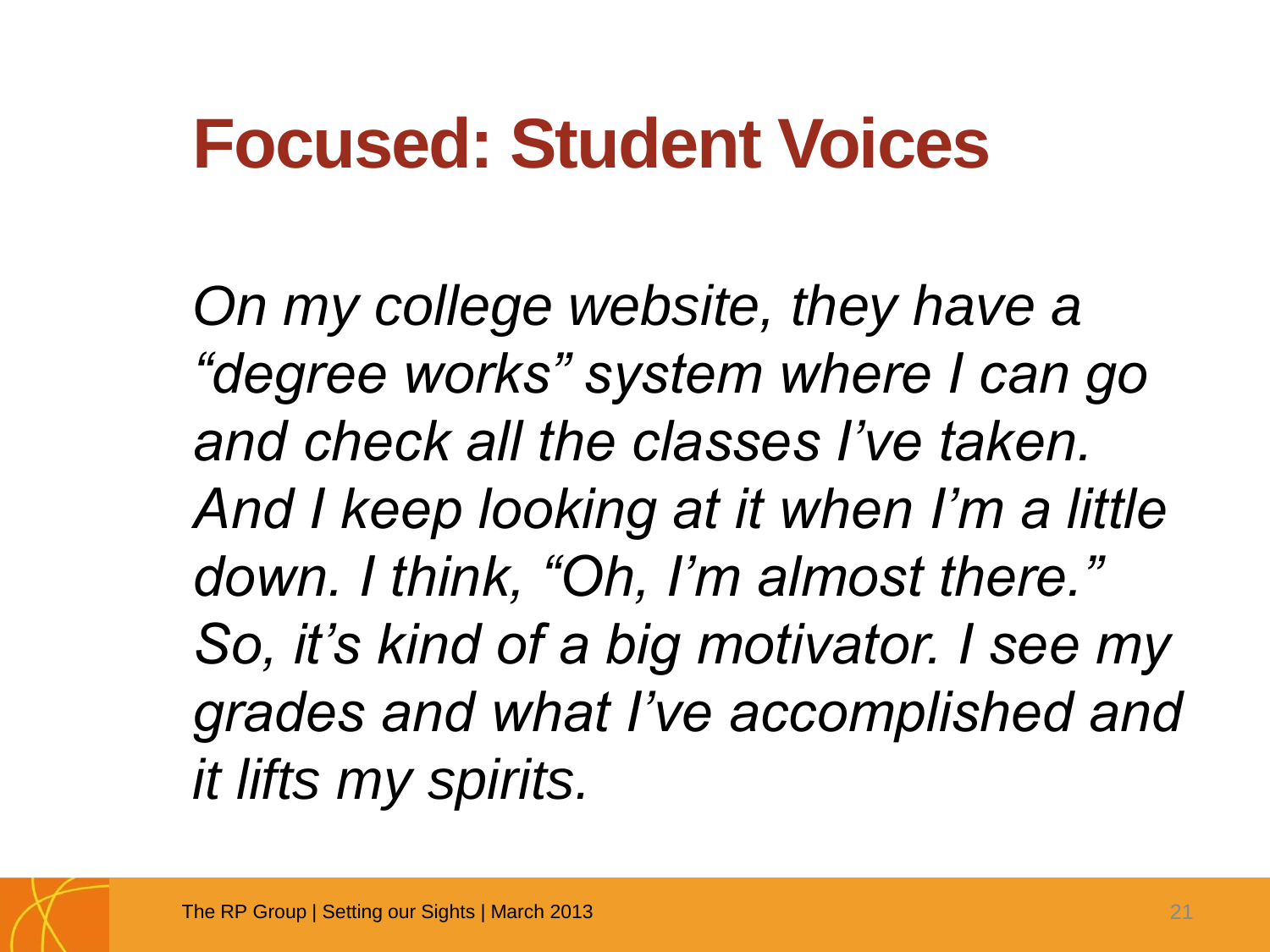# Focused: Student Voices

*On my college website, they have a "degree works" system where I can go and check all the classes I've taken. And I keep looking at it when I'm a little down. I think, "Oh, I'm almost there." So, it's kind of a big motivator. I see my grades and what I've accomplished and it lifts my spirits.*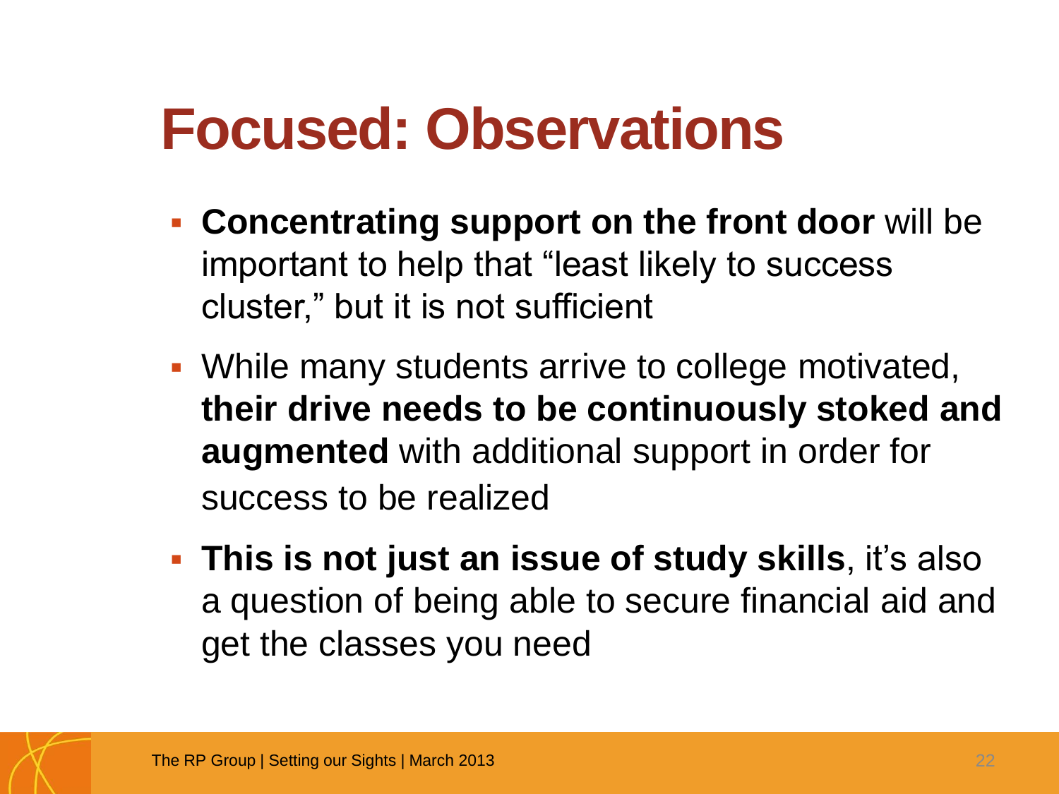# Focused: Observations

- **Concentrating support on the front door** will be important to help that "least likely to success cluster," but it is not sufficient
- While many students arrive to college motivated, **their drive needs to be continuously stoked and augmented** with additional support in order for success to be realized
- **This is not just an issue of study skills**, it's also a question of being able to secure financial aid and get the classes you need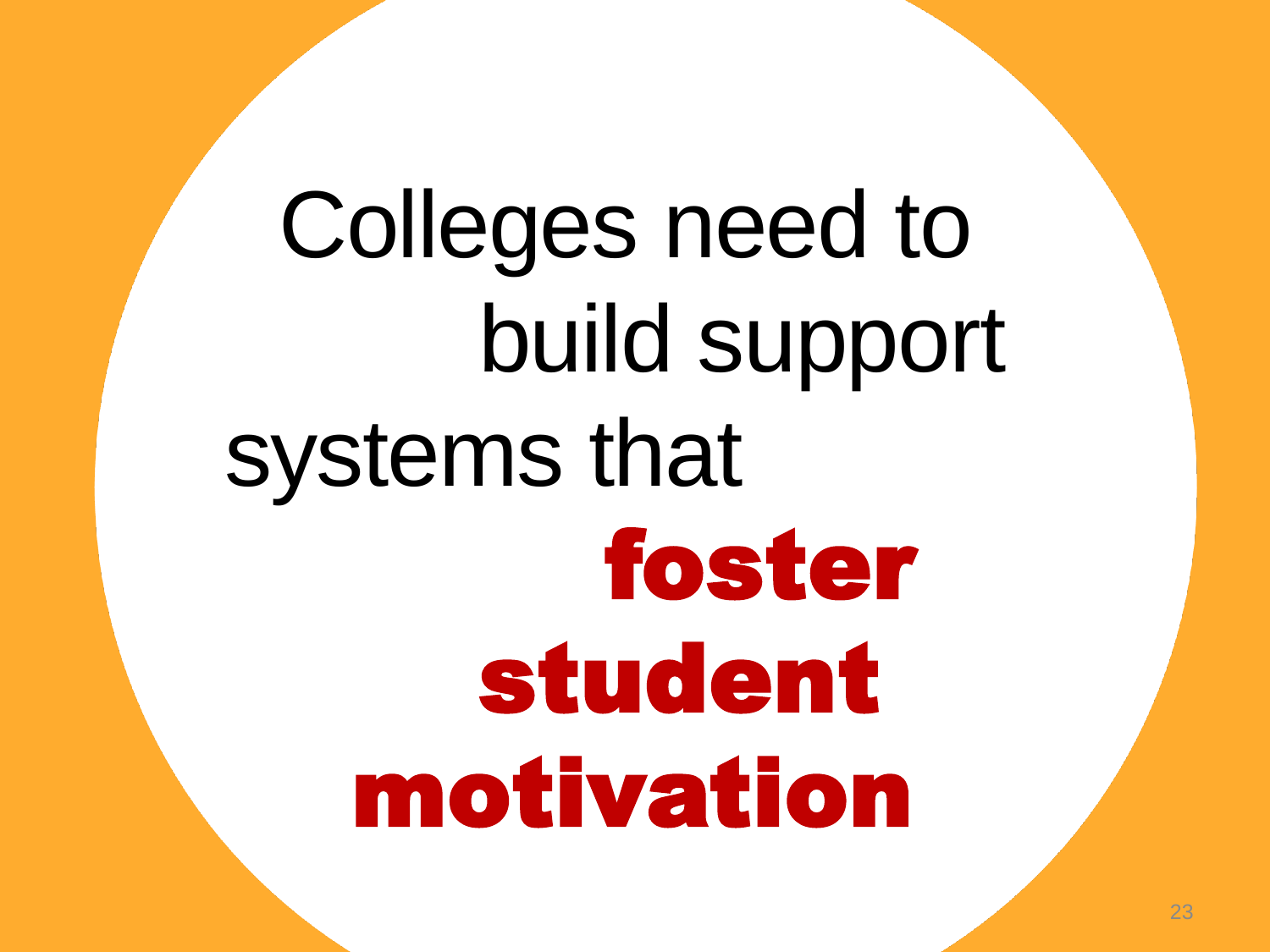Colleges need to build support systems that **foster student motivation**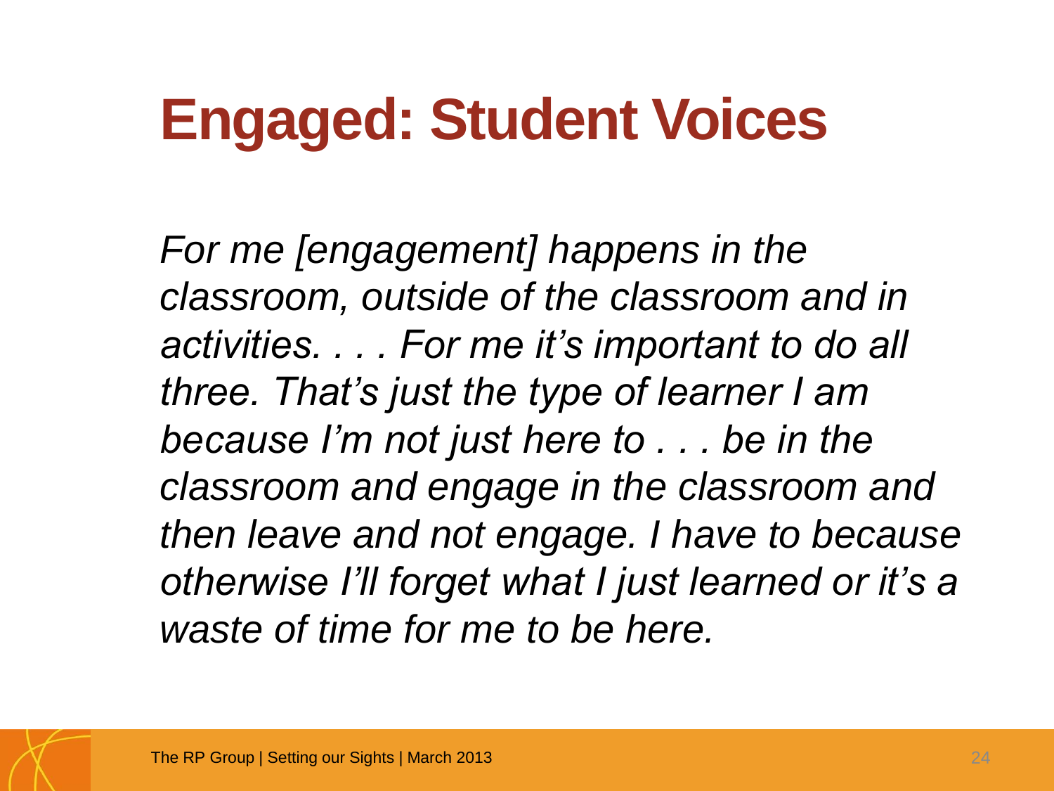# Engaged: Student Voices

*For me [engagement] happens in the classroom, outside of the classroom and in activities. . . . For me it's important to do all three. That's just the type of learner I am because I'm not just here to . . . be in the classroom and engage in the classroom and then leave and not engage. I have to because otherwise I'll forget what I just learned or it's a waste of time for me to be here.*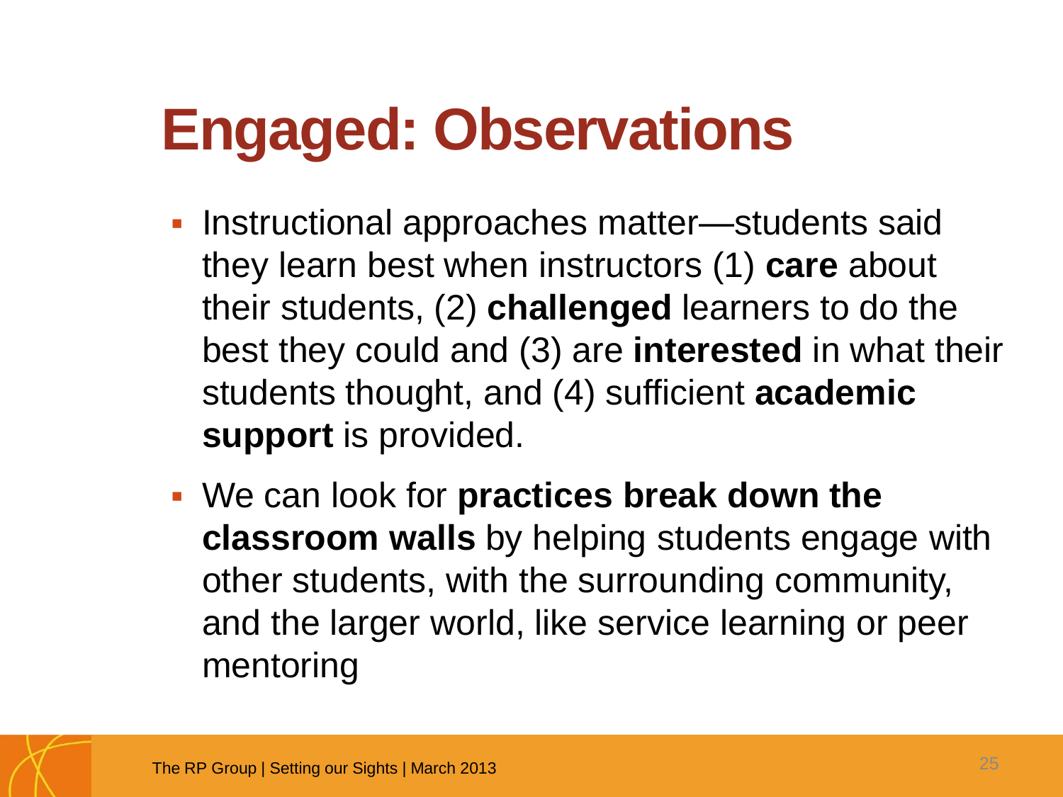# Engaged: Observations

- Instructional approaches matter—students said they learn best when instructors (1) **care** about their students, (2) **challenged** learners to do the best they could and (3) are **interested** in what their students thought, and (4) sufficient **academic support** is provided.
- We can look for **practices break down the classroom walls** by helping students engage with other students, with the surrounding community, and the larger world, like service learning or peer mentoring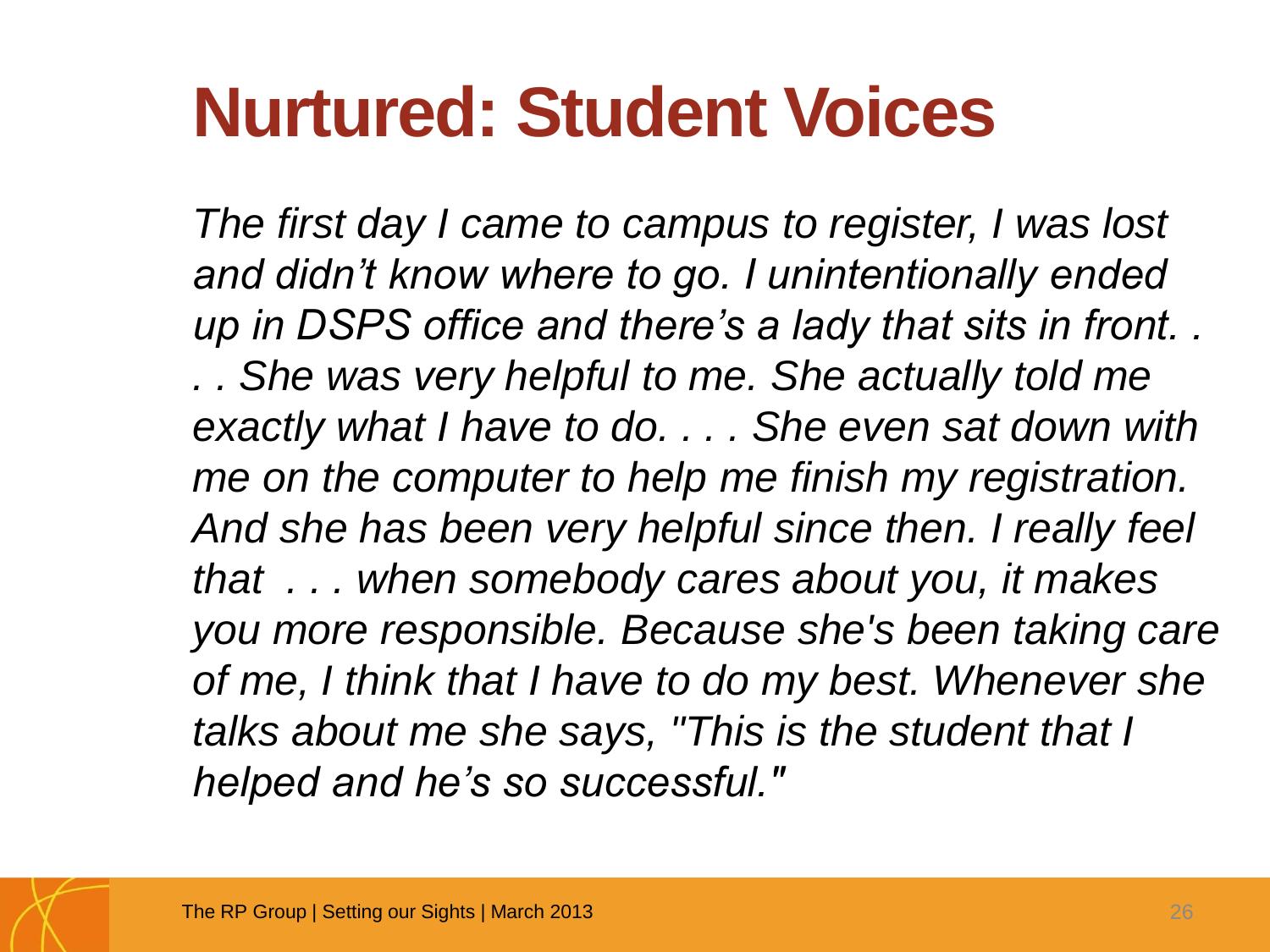# Nurtured: Student Voices

*The first day I came to campus to register, I was lost and didn't know where to go. I unintentionally ended up in DSPS office and there's a lady that sits in front. . . . She was very helpful to me. She actually told me exactly what I have to do. . . . She even sat down with me on the computer to help me finish my registration. And she has been very helpful since then. I really feel that . . . when somebody cares about you, it makes you more responsible. Because she's been taking care of me, I think that I have to do my best. Whenever she talks about me she says, "This is the student that I helped and he's so successful."*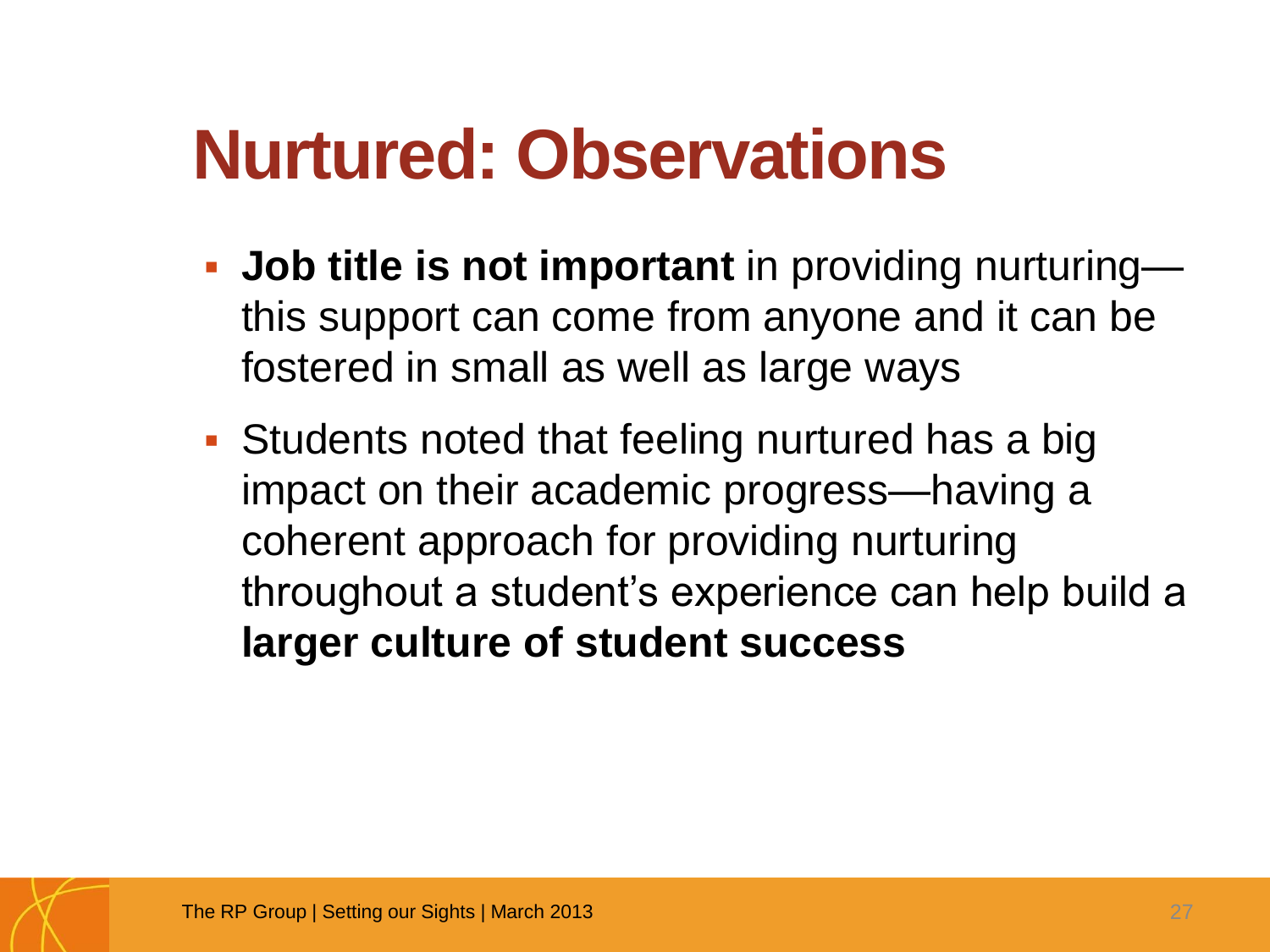# Nurtured: Observations

- **Job title is not important** in providing nurturing—this support can come from anyone and it can be fostered in small as well as large ways
- Students noted that feeling nurtured has a big impact on their academic progress—having a coherent approach for providing nurturing throughout a student's experience can help build a **larger culture of student success**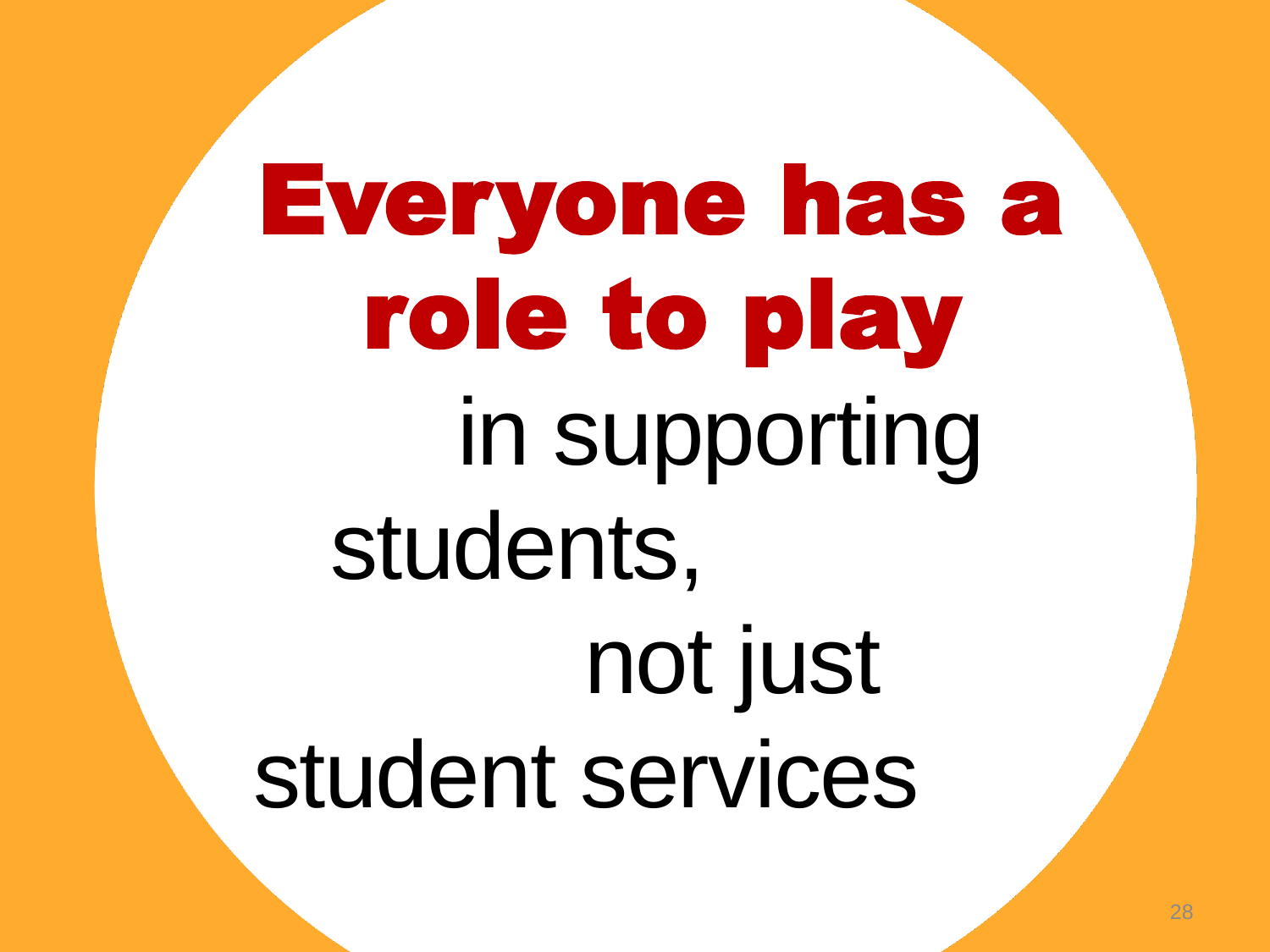# Everyone has a role to play

in supporting students, not just student services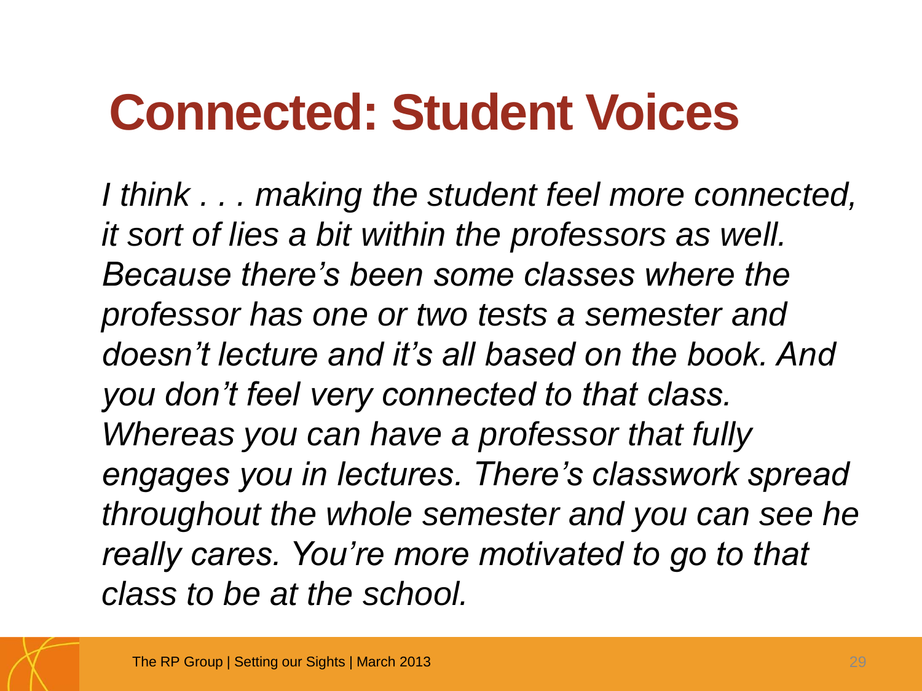# Connected: Student Voices

*I think . . . making the student feel more connected, it sort of lies a bit within the professors as well. Because there's been some classes where the professor has one or two tests a semester and doesn't lecture and it's all based on the book. And you don't feel very connected to that class. Whereas you can have a professor that fully engages you in lectures. There's classwork spread throughout the whole semester and you can see he really cares. You're more motivated to go to that class to be at the school.*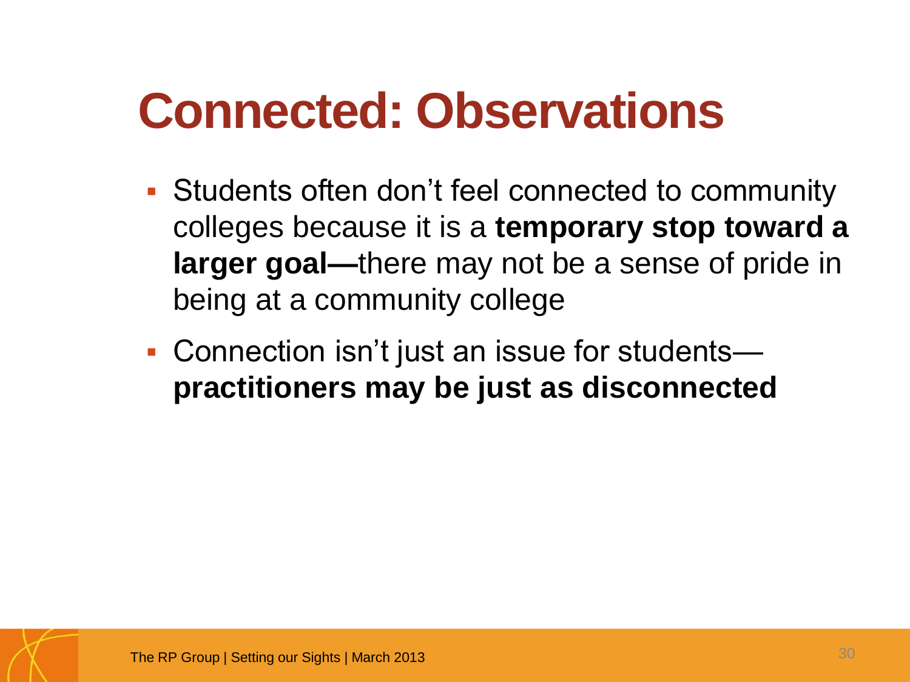# Connected: Observations

- Students often don't feel connected to community colleges because it is a **temporary stop toward a larger goal—**there may not be a sense of pride in being at a community college
- Connection isn't just an issue for students—**practitioners may be just as disconnected**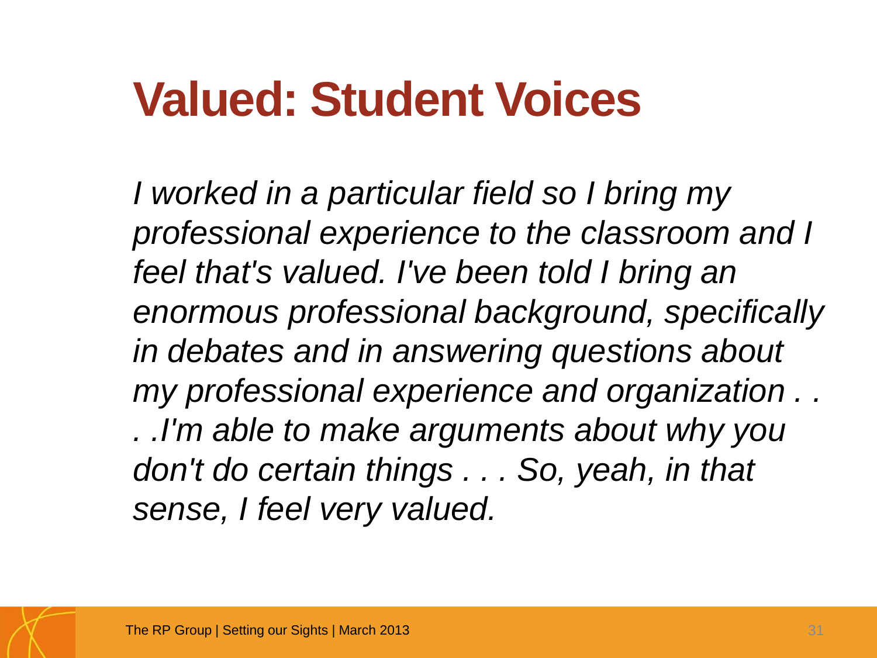# Valued: Student Voices

*I worked in a particular field so I bring my professional experience to the classroom and I feel that's valued. I've been told I bring an enormous professional background, specifically in debates and in answering questions about my professional experience and organization . . . .I'm able to make arguments about why you don't do certain things . . . So, yeah, in that sense, I feel very valued.*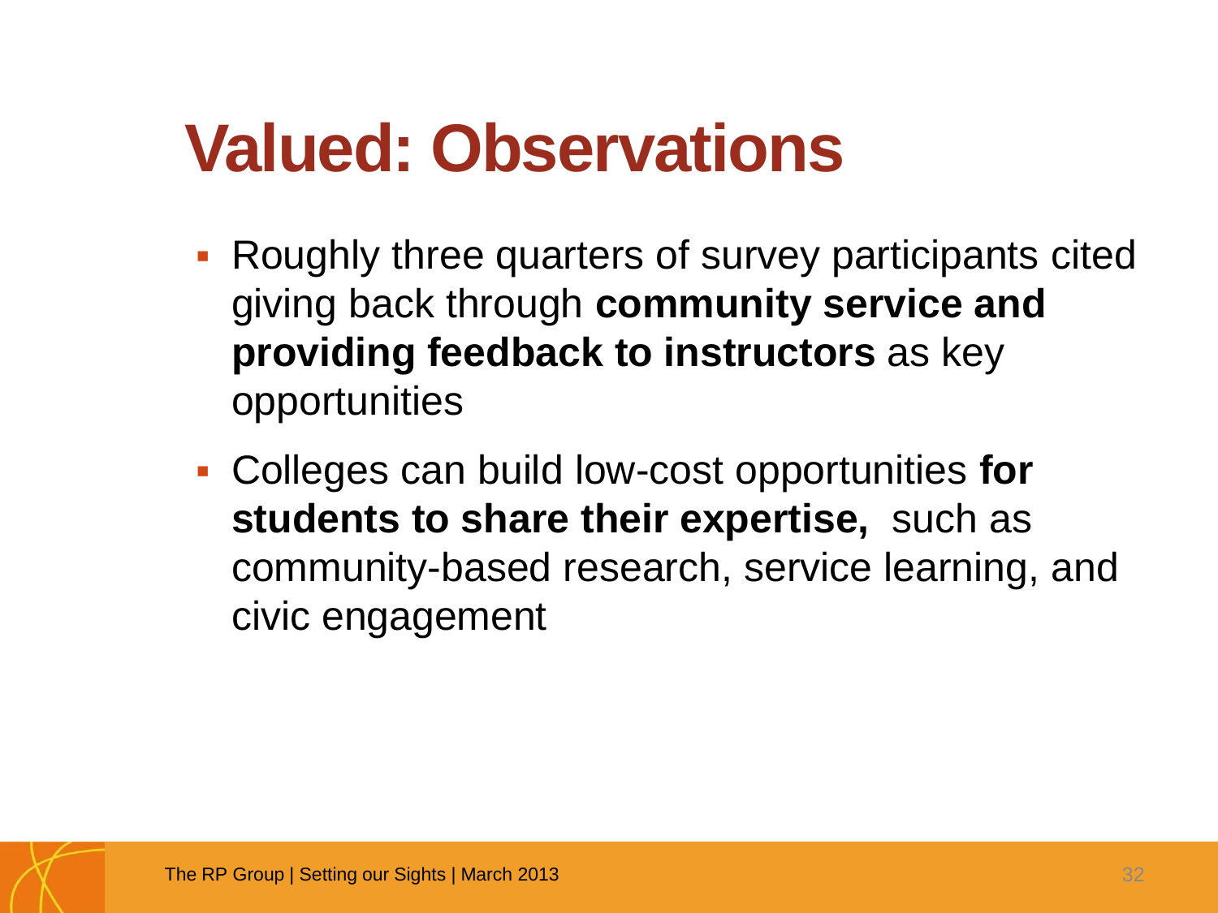# Valued: Observations

- Roughly three quarters of survey participants cited giving back through **community service and providing feedback to instructors** as key opportunities
- Colleges can build low-cost opportunities **for students to share their expertise,** such as community-based research, service learning, and civic engagement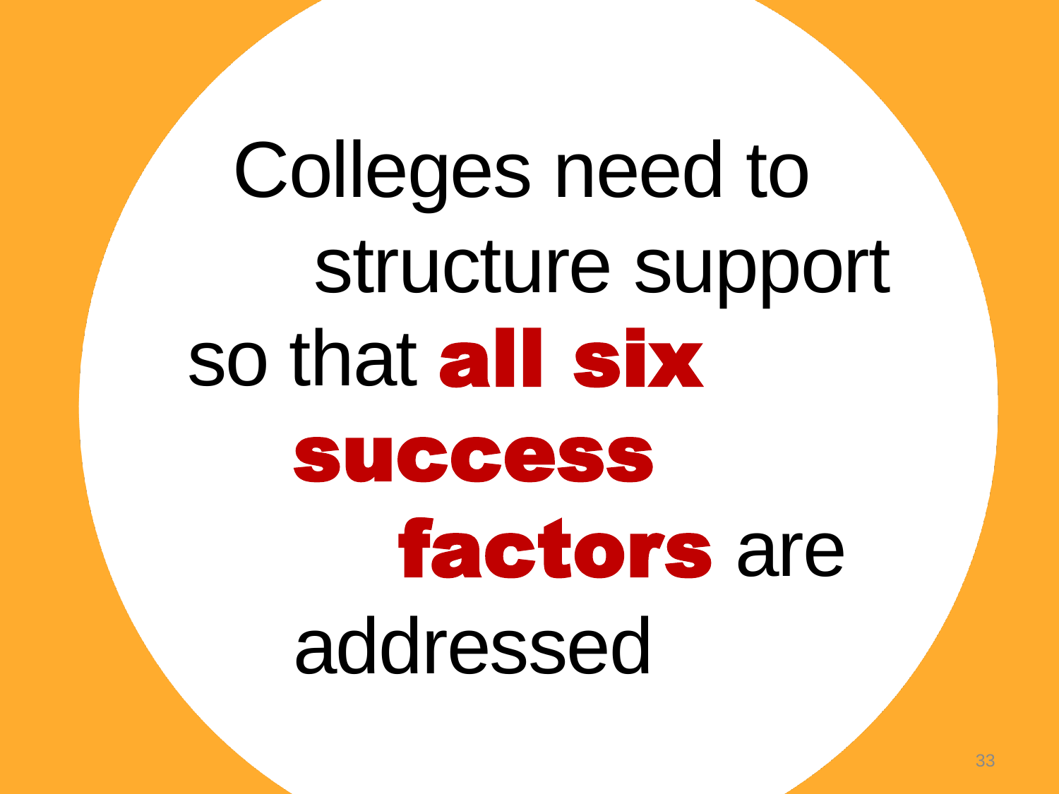Colleges need to structure support so that **all six success factors** are addressed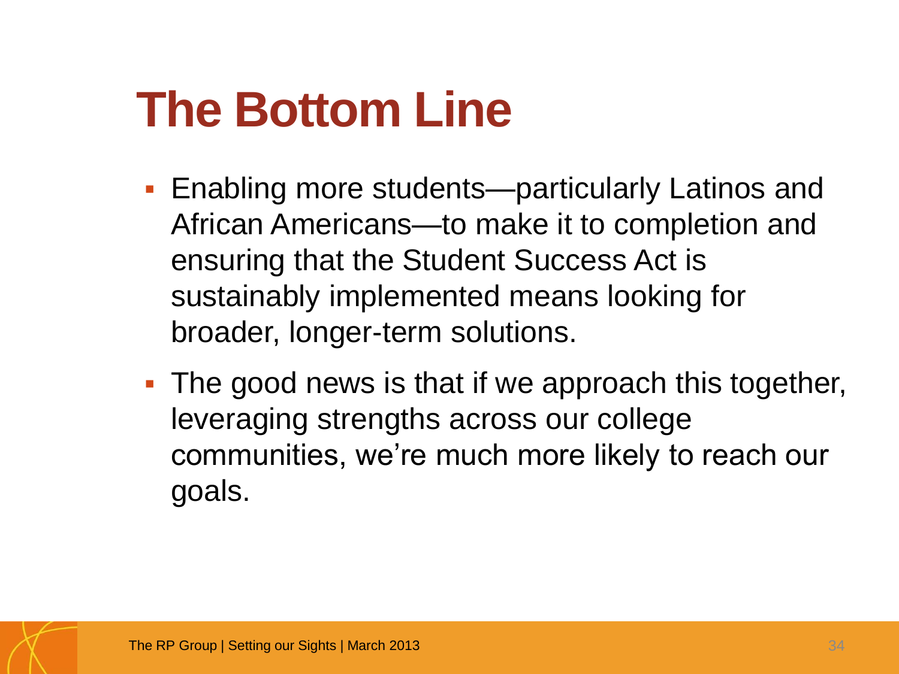# The Bottom Line

- Enabling more students—particularly Latinos and African Americans—to make it to completion and ensuring that the Student Success Act is sustainably implemented means looking for broader, longer-term solutions.
- The good news is that if we approach this together, leveraging strengths across our college communities, we're much more likely to reach our goals.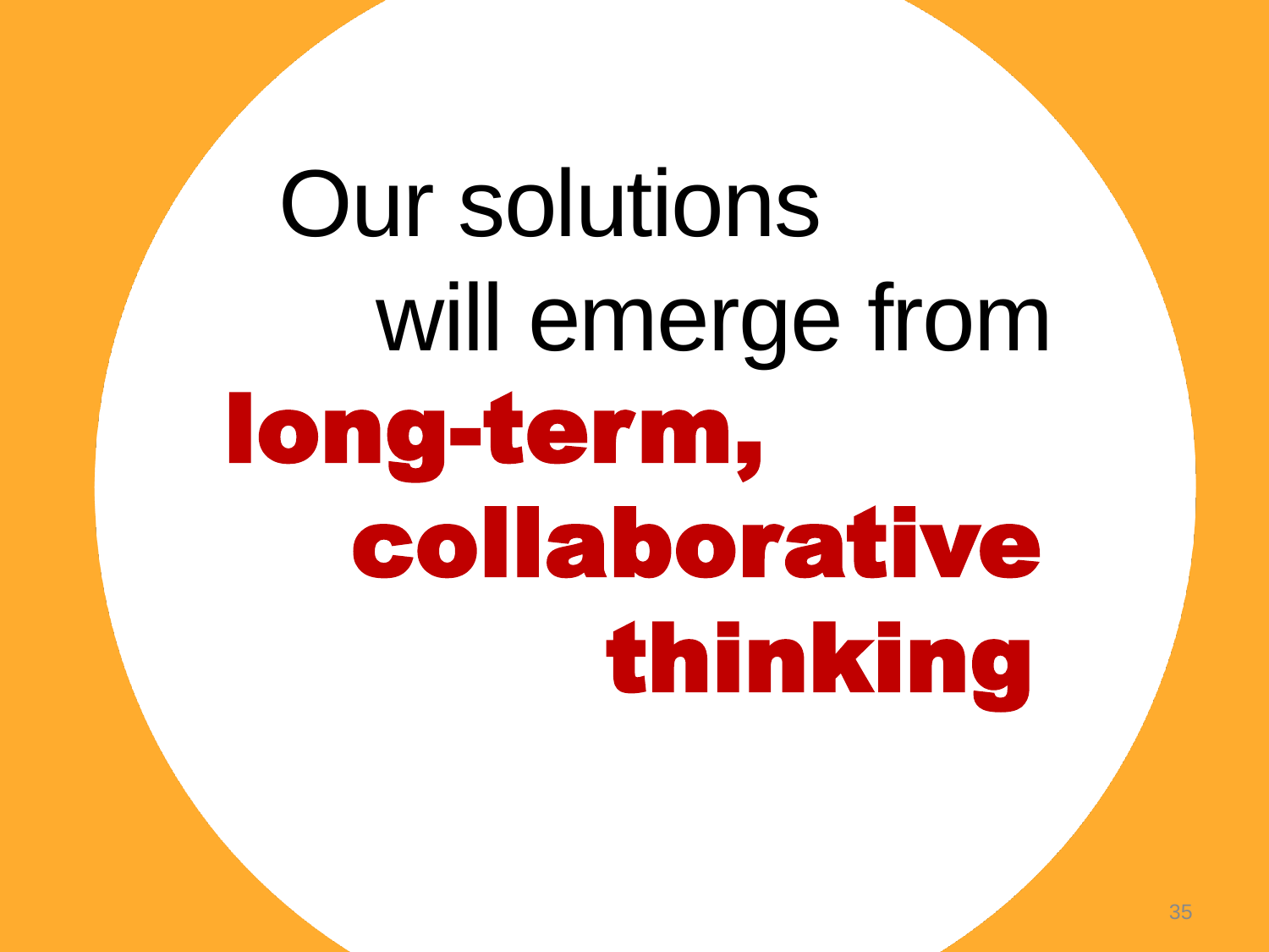Our solutions will emerge from **long-term, collaborative thinking**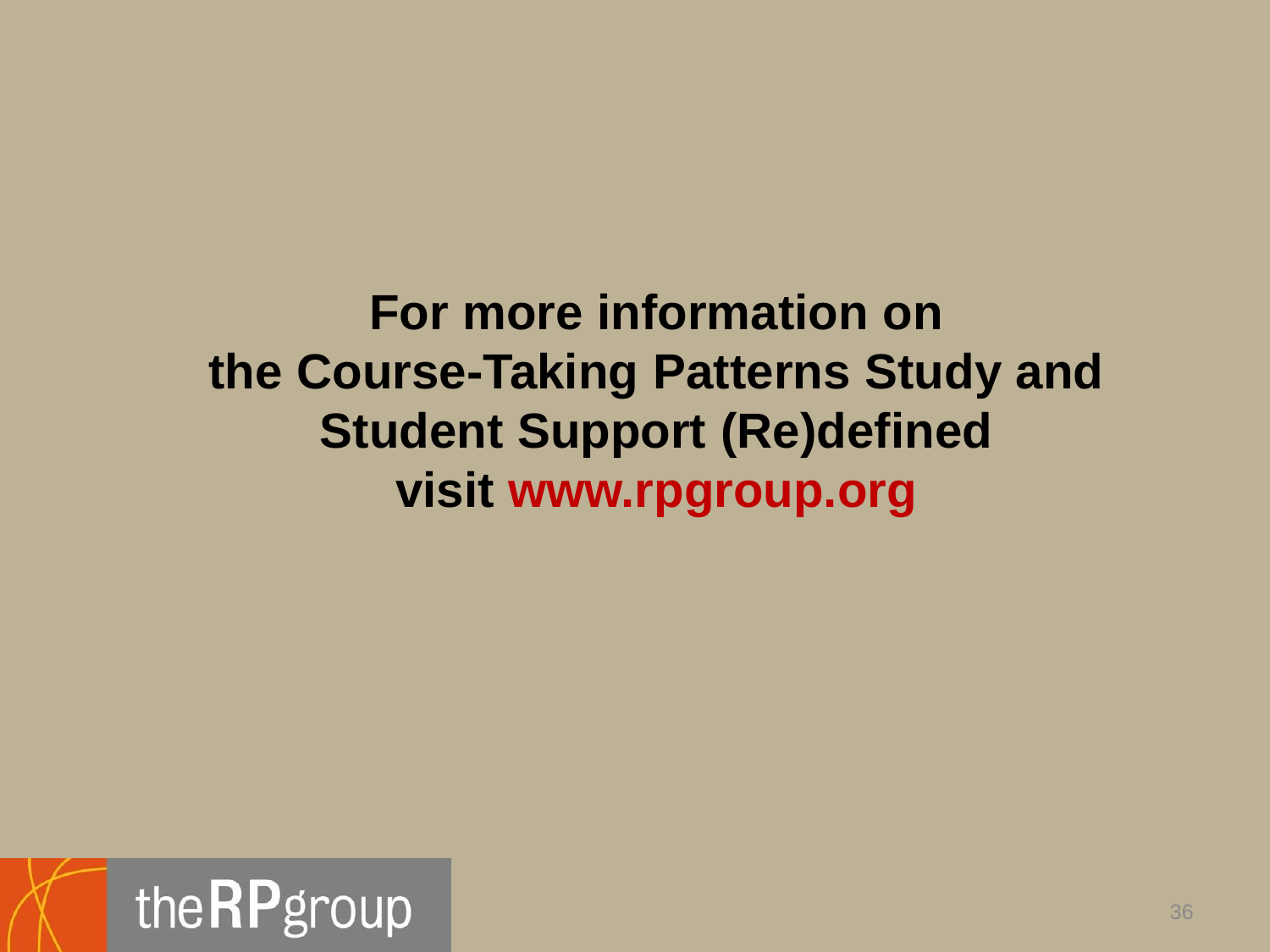**For more information on the Course-Taking Patterns Study and Student Support (Re)defined visit www.rpgroup.org**

theRPgroup